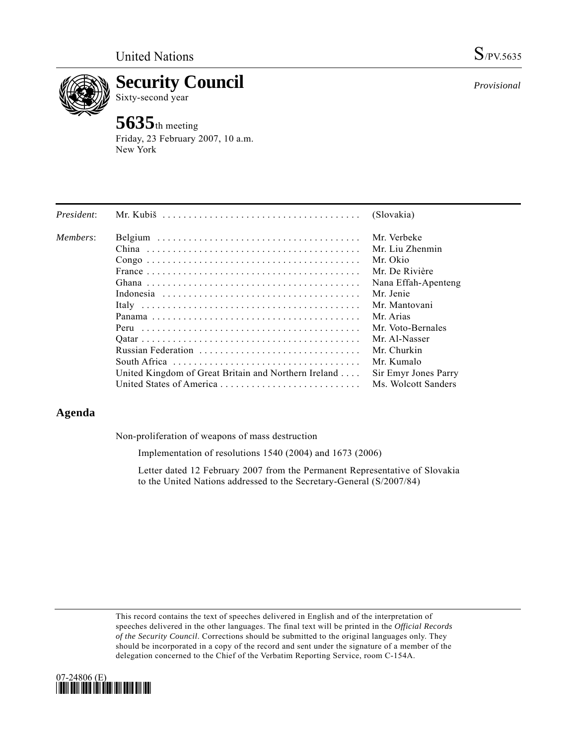United Nations S/PV.5635

# Security Council

Sixty-second year

*Provisional*

## 5635th meeting

Friday, 23 February 2007, 10 a.m.
New York

| | | |
|---|---|---|
| *President*: | Mr. Kubiš | (Slovakia) |
| *Members*: | Belgium | Mr. Verbeke |
| | China | Mr. Liu Zhenmin |
| | Congo | Mr. Okio |
| | France | Mr. De Rivière |
| | Ghana | Nana Effah-Apenteng |
| | Indonesia | Mr. Jenie |
| | Italy | Mr. Mantovani |
| | Panama | Mr. Arias |
| | Peru | Mr. Voto-Bernales |
| | Qatar | Mr. Al-Nasser |
| | Russian Federation | Mr. Churkin |
| | South Africa | Mr. Kumalo |
| | United Kingdom of Great Britain and Northern Ireland | Sir Emyr Jones Parry |
| | United States of America | Ms. Wolcott Sanders |

## Agenda

Non-proliferation of weapons of mass destruction

Implementation of resolutions 1540 (2004) and 1673 (2006)

Letter dated 12 February 2007 from the Permanent Representative of Slovakia to the United Nations addressed to the Secretary-General (S/2007/84)

This record contains the text of speeches delivered in English and of the interpretation of speeches delivered in the other languages. The final text will be printed in the *Official Records of the Security Council*. Corrections should be submitted to the original languages only. They should be incorporated in a copy of the record and sent under the signature of a member of the delegation concerned to the Chief of the Verbatim Reporting Service, room C-154A.

07-24806 (E)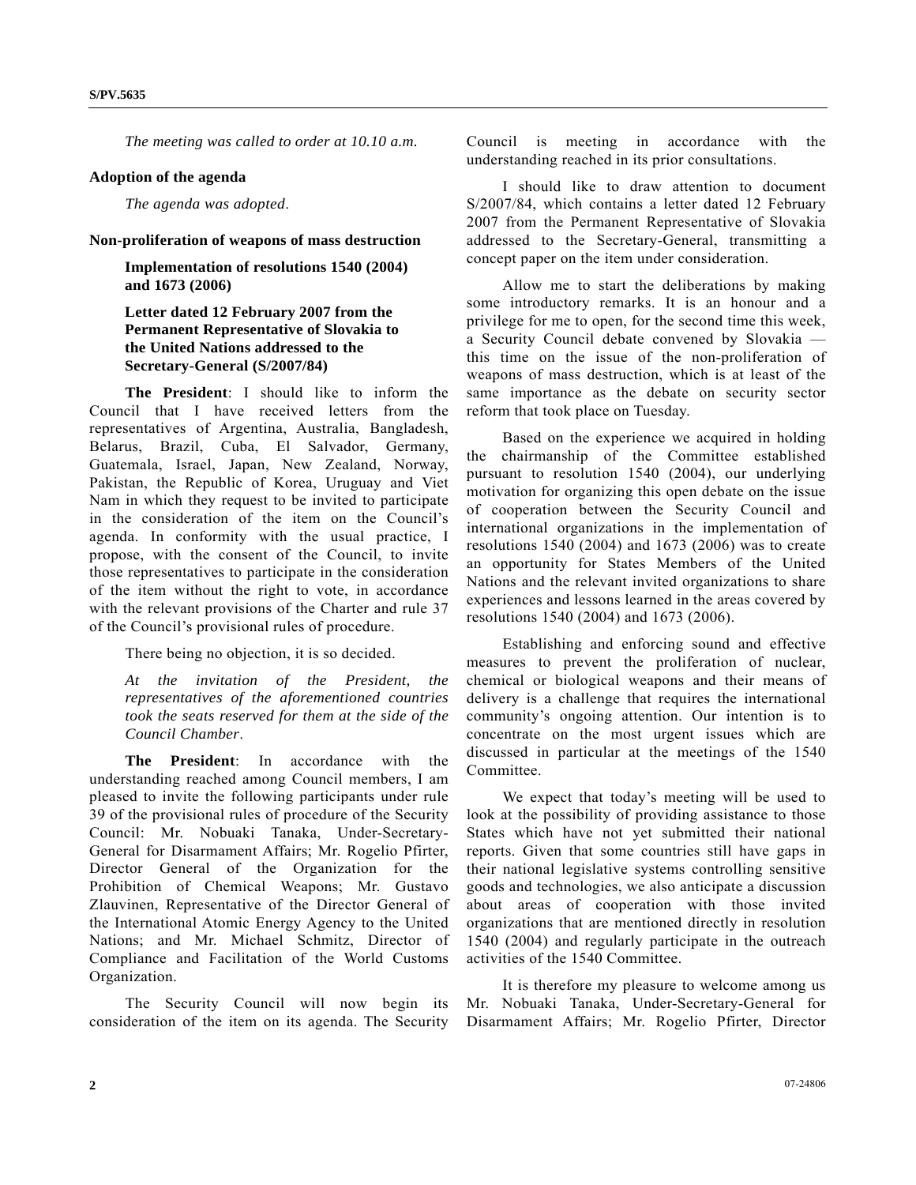*The meeting was called to order at 10.10 a.m.*

**Adoption of the agenda**

*The agenda was adopted*.

**Non-proliferation of weapons of mass destruction**

**Implementation of resolutions 1540 (2004) and 1673 (2006)**

**Letter dated 12 February 2007 from the Permanent Representative of Slovakia to the United Nations addressed to the Secretary-General (S/2007/84)**

**The President**: I should like to inform the Council that I have received letters from the representatives of Argentina, Australia, Bangladesh, Belarus, Brazil, Cuba, El Salvador, Germany, Guatemala, Israel, Japan, New Zealand, Norway, Pakistan, the Republic of Korea, Uruguay and Viet Nam in which they request to be invited to participate in the consideration of the item on the Council's agenda. In conformity with the usual practice, I propose, with the consent of the Council, to invite those representatives to participate in the consideration of the item without the right to vote, in accordance with the relevant provisions of the Charter and rule 37 of the Council's provisional rules of procedure.

There being no objection, it is so decided.

*At the invitation of the President, the representatives of the aforementioned countries took the seats reserved for them at the side of the Council Chamber*.

**The President**: In accordance with the understanding reached among Council members, I am pleased to invite the following participants under rule 39 of the provisional rules of procedure of the Security Council: Mr. Nobuaki Tanaka, Under-Secretary-General for Disarmament Affairs; Mr. Rogelio Pfirter, Director General of the Organization for the Prohibition of Chemical Weapons; Mr. Gustavo Zlauvinen, Representative of the Director General of the International Atomic Energy Agency to the United Nations; and Mr. Michael Schmitz, Director of Compliance and Facilitation of the World Customs Organization.

The Security Council will now begin its consideration of the item on its agenda. The Security Council is meeting in accordance with the understanding reached in its prior consultations.

I should like to draw attention to document S/2007/84, which contains a letter dated 12 February 2007 from the Permanent Representative of Slovakia addressed to the Secretary-General, transmitting a concept paper on the item under consideration.

Allow me to start the deliberations by making some introductory remarks. It is an honour and a privilege for me to open, for the second time this week, a Security Council debate convened by Slovakia — this time on the issue of the non-proliferation of weapons of mass destruction, which is at least of the same importance as the debate on security sector reform that took place on Tuesday.

Based on the experience we acquired in holding the chairmanship of the Committee established pursuant to resolution 1540 (2004), our underlying motivation for organizing this open debate on the issue of cooperation between the Security Council and international organizations in the implementation of resolutions 1540 (2004) and 1673 (2006) was to create an opportunity for States Members of the United Nations and the relevant invited organizations to share experiences and lessons learned in the areas covered by resolutions 1540 (2004) and 1673 (2006).

Establishing and enforcing sound and effective measures to prevent the proliferation of nuclear, chemical or biological weapons and their means of delivery is a challenge that requires the international community's ongoing attention. Our intention is to concentrate on the most urgent issues which are discussed in particular at the meetings of the 1540 Committee.

We expect that today's meeting will be used to look at the possibility of providing assistance to those States which have not yet submitted their national reports. Given that some countries still have gaps in their national legislative systems controlling sensitive goods and technologies, we also anticipate a discussion about areas of cooperation with those invited organizations that are mentioned directly in resolution 1540 (2004) and regularly participate in the outreach activities of the 1540 Committee.

It is therefore my pleasure to welcome among us Mr. Nobuaki Tanaka, Under-Secretary-General for Disarmament Affairs; Mr. Rogelio Pfirter, Director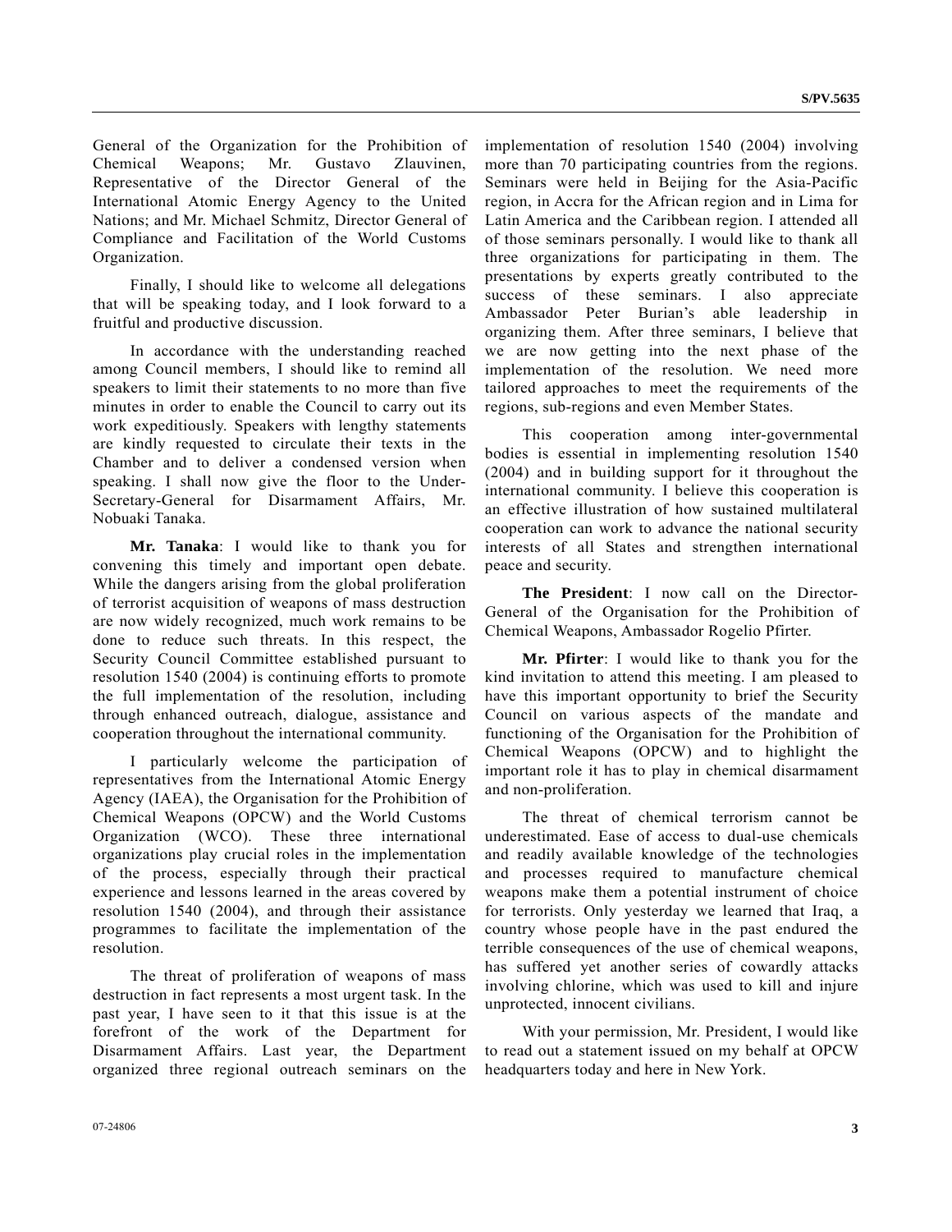General of the Organization for the Prohibition of Chemical Weapons; Mr. Gustavo Zlauvinen, Representative of the Director General of the International Atomic Energy Agency to the United Nations; and Mr. Michael Schmitz, Director General of Compliance and Facilitation of the World Customs Organization.

Finally, I should like to welcome all delegations that will be speaking today, and I look forward to a fruitful and productive discussion.

In accordance with the understanding reached among Council members, I should like to remind all speakers to limit their statements to no more than five minutes in order to enable the Council to carry out its work expeditiously. Speakers with lengthy statements are kindly requested to circulate their texts in the Chamber and to deliver a condensed version when speaking. I shall now give the floor to the Under-Secretary-General for Disarmament Affairs, Mr. Nobuaki Tanaka.

**Mr. Tanaka**: I would like to thank you for convening this timely and important open debate. While the dangers arising from the global proliferation of terrorist acquisition of weapons of mass destruction are now widely recognized, much work remains to be done to reduce such threats. In this respect, the Security Council Committee established pursuant to resolution 1540 (2004) is continuing efforts to promote the full implementation of the resolution, including through enhanced outreach, dialogue, assistance and cooperation throughout the international community.

I particularly welcome the participation of representatives from the International Atomic Energy Agency (IAEA), the Organisation for the Prohibition of Chemical Weapons (OPCW) and the World Customs Organization (WCO). These three international organizations play crucial roles in the implementation of the process, especially through their practical experience and lessons learned in the areas covered by resolution 1540 (2004), and through their assistance programmes to facilitate the implementation of the resolution.

The threat of proliferation of weapons of mass destruction in fact represents a most urgent task. In the past year, I have seen to it that this issue is at the forefront of the work of the Department for Disarmament Affairs. Last year, the Department organized three regional outreach seminars on the implementation of resolution 1540 (2004) involving more than 70 participating countries from the regions. Seminars were held in Beijing for the Asia-Pacific region, in Accra for the African region and in Lima for Latin America and the Caribbean region. I attended all of those seminars personally. I would like to thank all three organizations for participating in them. The presentations by experts greatly contributed to the success of these seminars. I also appreciate Ambassador Peter Burian's able leadership in organizing them. After three seminars, I believe that we are now getting into the next phase of the implementation of the resolution. We need more tailored approaches to meet the requirements of the regions, sub-regions and even Member States.

This cooperation among inter-governmental bodies is essential in implementing resolution 1540 (2004) and in building support for it throughout the international community. I believe this cooperation is an effective illustration of how sustained multilateral cooperation can work to advance the national security interests of all States and strengthen international peace and security.

**The President**: I now call on the Director-General of the Organisation for the Prohibition of Chemical Weapons, Ambassador Rogelio Pfirter.

**Mr. Pfirter**: I would like to thank you for the kind invitation to attend this meeting. I am pleased to have this important opportunity to brief the Security Council on various aspects of the mandate and functioning of the Organisation for the Prohibition of Chemical Weapons (OPCW) and to highlight the important role it has to play in chemical disarmament and non-proliferation.

The threat of chemical terrorism cannot be underestimated. Ease of access to dual-use chemicals and readily available knowledge of the technologies and processes required to manufacture chemical weapons make them a potential instrument of choice for terrorists. Only yesterday we learned that Iraq, a country whose people have in the past endured the terrible consequences of the use of chemical weapons, has suffered yet another series of cowardly attacks involving chlorine, which was used to kill and injure unprotected, innocent civilians.

With your permission, Mr. President, I would like to read out a statement issued on my behalf at OPCW headquarters today and here in New York.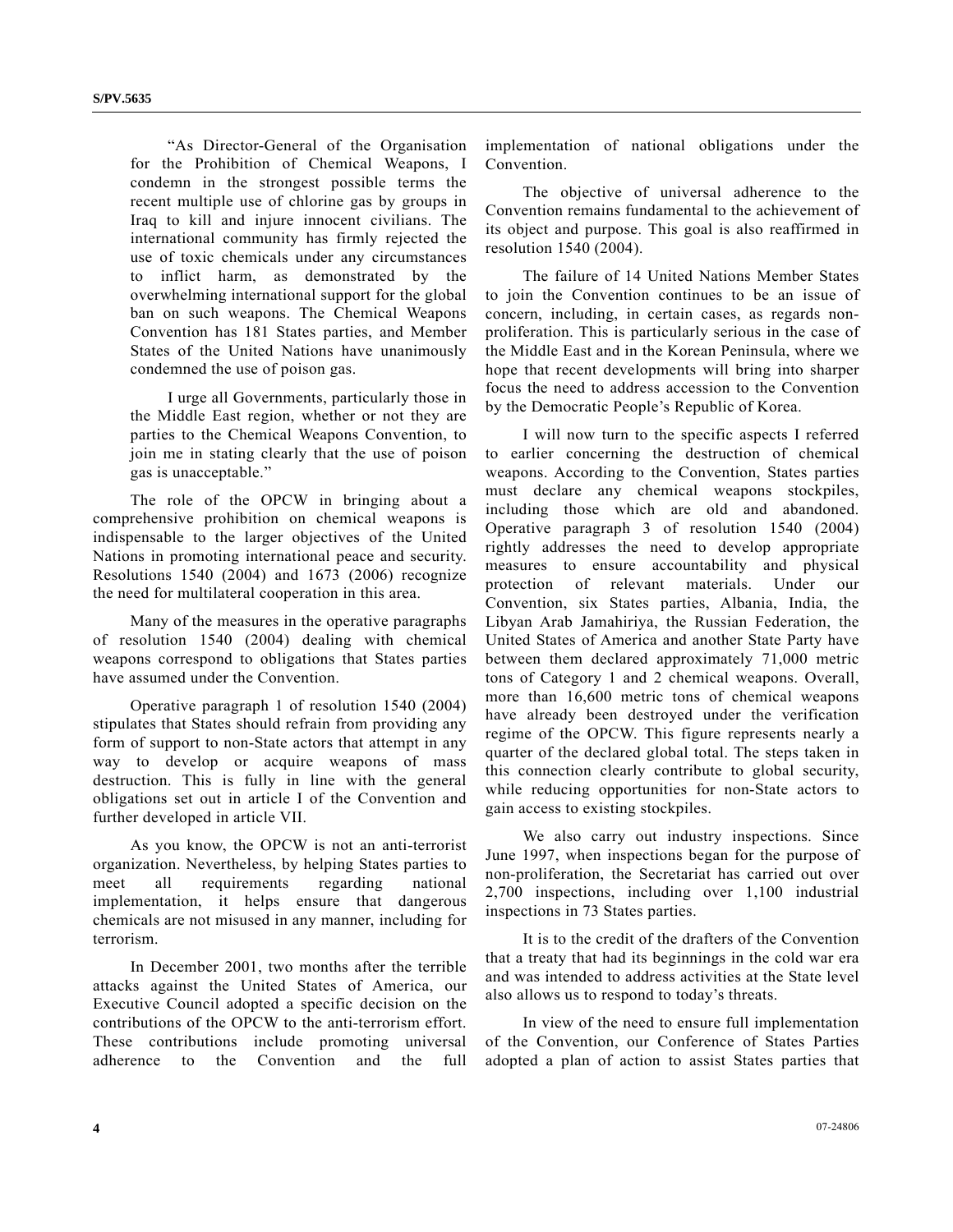"As Director-General of the Organisation for the Prohibition of Chemical Weapons, I condemn in the strongest possible terms the recent multiple use of chlorine gas by groups in Iraq to kill and injure innocent civilians. The international community has firmly rejected the use of toxic chemicals under any circumstances to inflict harm, as demonstrated by the overwhelming international support for the global ban on such weapons. The Chemical Weapons Convention has 181 States parties, and Member States of the United Nations have unanimously condemned the use of poison gas.

I urge all Governments, particularly those in the Middle East region, whether or not they are parties to the Chemical Weapons Convention, to join me in stating clearly that the use of poison gas is unacceptable."

The role of the OPCW in bringing about a comprehensive prohibition on chemical weapons is indispensable to the larger objectives of the United Nations in promoting international peace and security. Resolutions 1540 (2004) and 1673 (2006) recognize the need for multilateral cooperation in this area.

Many of the measures in the operative paragraphs of resolution 1540 (2004) dealing with chemical weapons correspond to obligations that States parties have assumed under the Convention.

Operative paragraph 1 of resolution 1540 (2004) stipulates that States should refrain from providing any form of support to non-State actors that attempt in any way to develop or acquire weapons of mass destruction. This is fully in line with the general obligations set out in article I of the Convention and further developed in article VII.

As you know, the OPCW is not an anti-terrorist organization. Nevertheless, by helping States parties to meet all requirements regarding national implementation, it helps ensure that dangerous chemicals are not misused in any manner, including for terrorism.

In December 2001, two months after the terrible attacks against the United States of America, our Executive Council adopted a specific decision on the contributions of the OPCW to the anti-terrorism effort. These contributions include promoting universal adherence to the Convention and the full implementation of national obligations under the Convention.

The objective of universal adherence to the Convention remains fundamental to the achievement of its object and purpose. This goal is also reaffirmed in resolution 1540 (2004).

The failure of 14 United Nations Member States to join the Convention continues to be an issue of concern, including, in certain cases, as regards non-proliferation. This is particularly serious in the case of the Middle East and in the Korean Peninsula, where we hope that recent developments will bring into sharper focus the need to address accession to the Convention by the Democratic People's Republic of Korea.

I will now turn to the specific aspects I referred to earlier concerning the destruction of chemical weapons. According to the Convention, States parties must declare any chemical weapons stockpiles, including those which are old and abandoned. Operative paragraph 3 of resolution 1540 (2004) rightly addresses the need to develop appropriate measures to ensure accountability and physical protection of relevant materials. Under our Convention, six States parties, Albania, India, the Libyan Arab Jamahiriya, the Russian Federation, the United States of America and another State Party have between them declared approximately 71,000 metric tons of Category 1 and 2 chemical weapons. Overall, more than 16,600 metric tons of chemical weapons have already been destroyed under the verification regime of the OPCW. This figure represents nearly a quarter of the declared global total. The steps taken in this connection clearly contribute to global security, while reducing opportunities for non-State actors to gain access to existing stockpiles.

We also carry out industry inspections. Since June 1997, when inspections began for the purpose of non-proliferation, the Secretariat has carried out over 2,700 inspections, including over 1,100 industrial inspections in 73 States parties.

It is to the credit of the drafters of the Convention that a treaty that had its beginnings in the cold war era and was intended to address activities at the State level also allows us to respond to today's threats.

In view of the need to ensure full implementation of the Convention, our Conference of States Parties adopted a plan of action to assist States parties that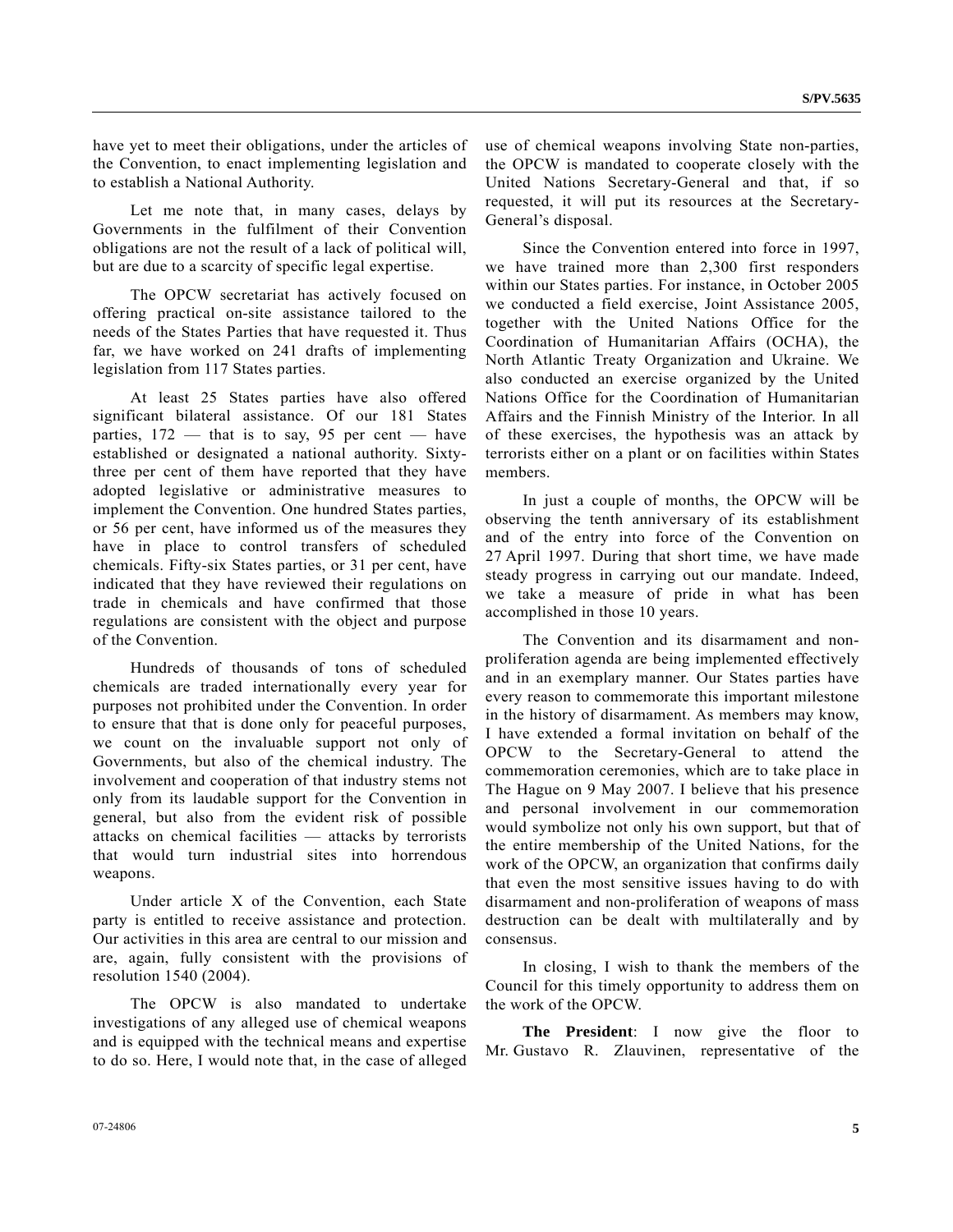have yet to meet their obligations, under the articles of the Convention, to enact implementing legislation and to establish a National Authority.

Let me note that, in many cases, delays by Governments in the fulfilment of their Convention obligations are not the result of a lack of political will, but are due to a scarcity of specific legal expertise.

The OPCW secretariat has actively focused on offering practical on-site assistance tailored to the needs of the States Parties that have requested it. Thus far, we have worked on 241 drafts of implementing legislation from 117 States parties.

At least 25 States parties have also offered significant bilateral assistance. Of our 181 States parties, 172 — that is to say, 95 per cent — have established or designated a national authority. Sixty-three per cent of them have reported that they have adopted legislative or administrative measures to implement the Convention. One hundred States parties, or 56 per cent, have informed us of the measures they have in place to control transfers of scheduled chemicals. Fifty-six States parties, or 31 per cent, have indicated that they have reviewed their regulations on trade in chemicals and have confirmed that those regulations are consistent with the object and purpose of the Convention.

Hundreds of thousands of tons of scheduled chemicals are traded internationally every year for purposes not prohibited under the Convention. In order to ensure that that is done only for peaceful purposes, we count on the invaluable support not only of Governments, but also of the chemical industry. The involvement and cooperation of that industry stems not only from its laudable support for the Convention in general, but also from the evident risk of possible attacks on chemical facilities — attacks by terrorists that would turn industrial sites into horrendous weapons.

Under article X of the Convention, each State party is entitled to receive assistance and protection. Our activities in this area are central to our mission and are, again, fully consistent with the provisions of resolution 1540 (2004).

The OPCW is also mandated to undertake investigations of any alleged use of chemical weapons and is equipped with the technical means and expertise to do so. Here, I would note that, in the case of alleged use of chemical weapons involving State non-parties, the OPCW is mandated to cooperate closely with the United Nations Secretary-General and that, if so requested, it will put its resources at the Secretary-General's disposal.

Since the Convention entered into force in 1997, we have trained more than 2,300 first responders within our States parties. For instance, in October 2005 we conducted a field exercise, Joint Assistance 2005, together with the United Nations Office for the Coordination of Humanitarian Affairs (OCHA), the North Atlantic Treaty Organization and Ukraine. We also conducted an exercise organized by the United Nations Office for the Coordination of Humanitarian Affairs and the Finnish Ministry of the Interior. In all of these exercises, the hypothesis was an attack by terrorists either on a plant or on facilities within States members.

In just a couple of months, the OPCW will be observing the tenth anniversary of its establishment and of the entry into force of the Convention on 27 April 1997. During that short time, we have made steady progress in carrying out our mandate. Indeed, we take a measure of pride in what has been accomplished in those 10 years.

The Convention and its disarmament and non-proliferation agenda are being implemented effectively and in an exemplary manner. Our States parties have every reason to commemorate this important milestone in the history of disarmament. As members may know, I have extended a formal invitation on behalf of the OPCW to the Secretary-General to attend the commemoration ceremonies, which are to take place in The Hague on 9 May 2007. I believe that his presence and personal involvement in our commemoration would symbolize not only his own support, but that of the entire membership of the United Nations, for the work of the OPCW, an organization that confirms daily that even the most sensitive issues having to do with disarmament and non-proliferation of weapons of mass destruction can be dealt with multilaterally and by consensus.

In closing, I wish to thank the members of the Council for this timely opportunity to address them on the work of the OPCW.

**The President**: I now give the floor to Mr. Gustavo R. Zlauvinen, representative of the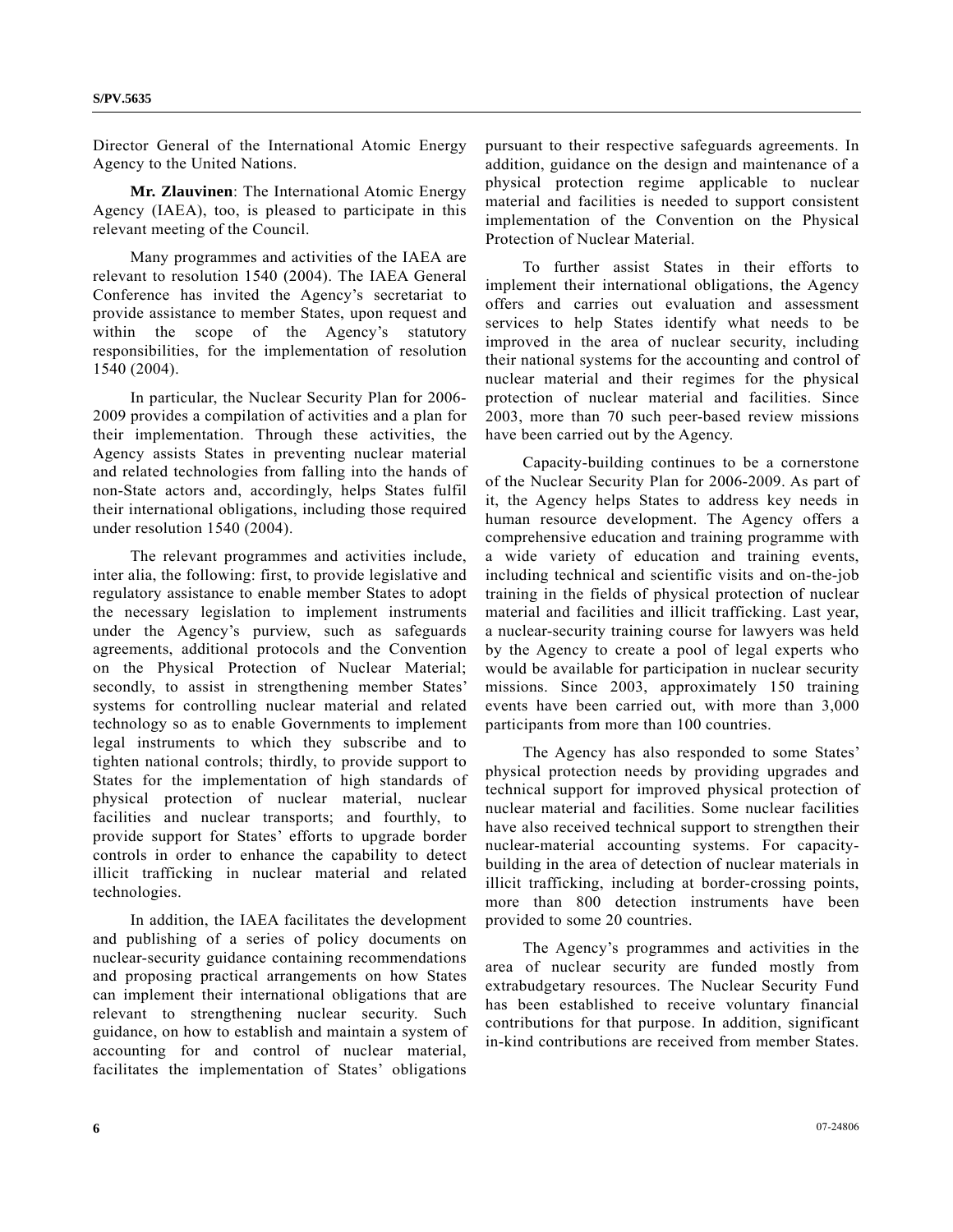Director General of the International Atomic Energy Agency to the United Nations.

**Mr. Zlauvinen**: The International Atomic Energy Agency (IAEA), too, is pleased to participate in this relevant meeting of the Council.

Many programmes and activities of the IAEA are relevant to resolution 1540 (2004). The IAEA General Conference has invited the Agency's secretariat to provide assistance to member States, upon request and within the scope of the Agency's statutory responsibilities, for the implementation of resolution 1540 (2004).

In particular, the Nuclear Security Plan for 2006-2009 provides a compilation of activities and a plan for their implementation. Through these activities, the Agency assists States in preventing nuclear material and related technologies from falling into the hands of non-State actors and, accordingly, helps States fulfil their international obligations, including those required under resolution 1540 (2004).

The relevant programmes and activities include, inter alia, the following: first, to provide legislative and regulatory assistance to enable member States to adopt the necessary legislation to implement instruments under the Agency's purview, such as safeguards agreements, additional protocols and the Convention on the Physical Protection of Nuclear Material; secondly, to assist in strengthening member States' systems for controlling nuclear material and related technology so as to enable Governments to implement legal instruments to which they subscribe and to tighten national controls; thirdly, to provide support to States for the implementation of high standards of physical protection of nuclear material, nuclear facilities and nuclear transports; and fourthly, to provide support for States' efforts to upgrade border controls in order to enhance the capability to detect illicit trafficking in nuclear material and related technologies.

In addition, the IAEA facilitates the development and publishing of a series of policy documents on nuclear-security guidance containing recommendations and proposing practical arrangements on how States can implement their international obligations that are relevant to strengthening nuclear security. Such guidance, on how to establish and maintain a system of accounting for and control of nuclear material, facilitates the implementation of States' obligations pursuant to their respective safeguards agreements. In addition, guidance on the design and maintenance of a physical protection regime applicable to nuclear material and facilities is needed to support consistent implementation of the Convention on the Physical Protection of Nuclear Material.

To further assist States in their efforts to implement their international obligations, the Agency offers and carries out evaluation and assessment services to help States identify what needs to be improved in the area of nuclear security, including their national systems for the accounting and control of nuclear material and their regimes for the physical protection of nuclear material and facilities. Since 2003, more than 70 such peer-based review missions have been carried out by the Agency.

Capacity-building continues to be a cornerstone of the Nuclear Security Plan for 2006-2009. As part of it, the Agency helps States to address key needs in human resource development. The Agency offers a comprehensive education and training programme with a wide variety of education and training events, including technical and scientific visits and on-the-job training in the fields of physical protection of nuclear material and facilities and illicit trafficking. Last year, a nuclear-security training course for lawyers was held by the Agency to create a pool of legal experts who would be available for participation in nuclear security missions. Since 2003, approximately 150 training events have been carried out, with more than 3,000 participants from more than 100 countries.

The Agency has also responded to some States' physical protection needs by providing upgrades and technical support for improved physical protection of nuclear material and facilities. Some nuclear facilities have also received technical support to strengthen their nuclear-material accounting systems. For capacity-building in the area of detection of nuclear materials in illicit trafficking, including at border-crossing points, more than 800 detection instruments have been provided to some 20 countries.

The Agency's programmes and activities in the area of nuclear security are funded mostly from extrabudgetary resources. The Nuclear Security Fund has been established to receive voluntary financial contributions for that purpose. In addition, significant in-kind contributions are received from member States.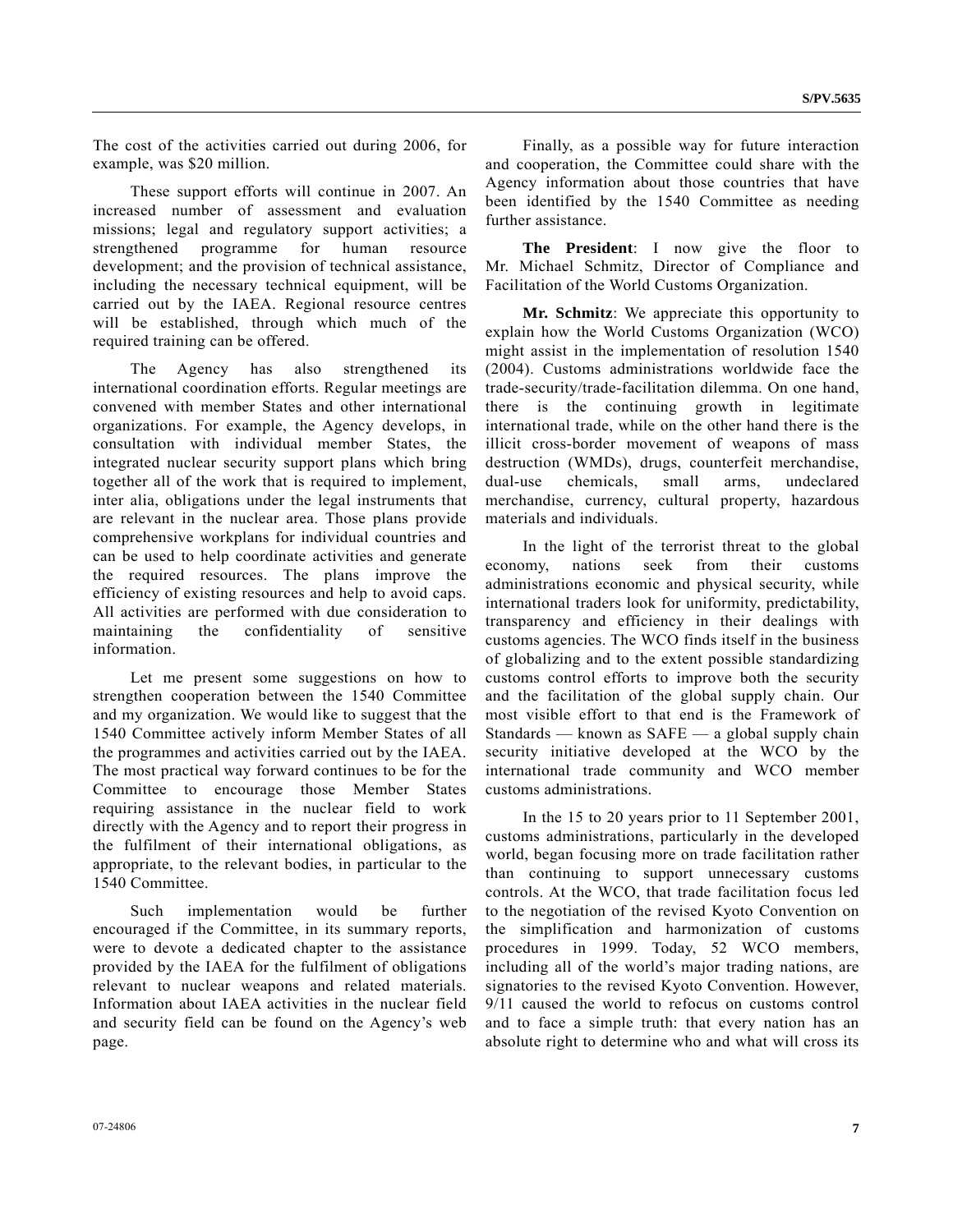The cost of the activities carried out during 2006, for example, was $20 million.

These support efforts will continue in 2007. An increased number of assessment and evaluation missions; legal and regulatory support activities; a strengthened programme for human resource development; and the provision of technical assistance, including the necessary technical equipment, will be carried out by the IAEA. Regional resource centres will be established, through which much of the required training can be offered.

The Agency has also strengthened its international coordination efforts. Regular meetings are convened with member States and other international organizations. For example, the Agency develops, in consultation with individual member States, the integrated nuclear security support plans which bring together all of the work that is required to implement, inter alia, obligations under the legal instruments that are relevant in the nuclear area. Those plans provide comprehensive workplans for individual countries and can be used to help coordinate activities and generate the required resources. The plans improve the efficiency of existing resources and help to avoid caps. All activities are performed with due consideration to maintaining the confidentiality of sensitive information.

Let me present some suggestions on how to strengthen cooperation between the 1540 Committee and my organization. We would like to suggest that the 1540 Committee actively inform Member States of all the programmes and activities carried out by the IAEA. The most practical way forward continues to be for the Committee to encourage those Member States requiring assistance in the nuclear field to work directly with the Agency and to report their progress in the fulfilment of their international obligations, as appropriate, to the relevant bodies, in particular to the 1540 Committee.

Such implementation would be further encouraged if the Committee, in its summary reports, were to devote a dedicated chapter to the assistance provided by the IAEA for the fulfilment of obligations relevant to nuclear weapons and related materials. Information about IAEA activities in the nuclear field and security field can be found on the Agency's web page.

Finally, as a possible way for future interaction and cooperation, the Committee could share with the Agency information about those countries that have been identified by the 1540 Committee as needing further assistance.

**The President**: I now give the floor to Mr. Michael Schmitz, Director of Compliance and Facilitation of the World Customs Organization.

**Mr. Schmitz**: We appreciate this opportunity to explain how the World Customs Organization (WCO) might assist in the implementation of resolution 1540 (2004). Customs administrations worldwide face the trade-security/trade-facilitation dilemma. On one hand, there is the continuing growth in legitimate international trade, while on the other hand there is the illicit cross-border movement of weapons of mass destruction (WMDs), drugs, counterfeit merchandise, dual-use chemicals, small arms, undeclared merchandise, currency, cultural property, hazardous materials and individuals.

In the light of the terrorist threat to the global economy, nations seek from their customs administrations economic and physical security, while international traders look for uniformity, predictability, transparency and efficiency in their dealings with customs agencies. The WCO finds itself in the business of globalizing and to the extent possible standardizing customs control efforts to improve both the security and the facilitation of the global supply chain. Our most visible effort to that end is the Framework of Standards — known as SAFE — a global supply chain security initiative developed at the WCO by the international trade community and WCO member customs administrations.

In the 15 to 20 years prior to 11 September 2001, customs administrations, particularly in the developed world, began focusing more on trade facilitation rather than continuing to support unnecessary customs controls. At the WCO, that trade facilitation focus led to the negotiation of the revised Kyoto Convention on the simplification and harmonization of customs procedures in 1999. Today, 52 WCO members, including all of the world's major trading nations, are signatories to the revised Kyoto Convention. However, 9/11 caused the world to refocus on customs control and to face a simple truth: that every nation has an absolute right to determine who and what will cross its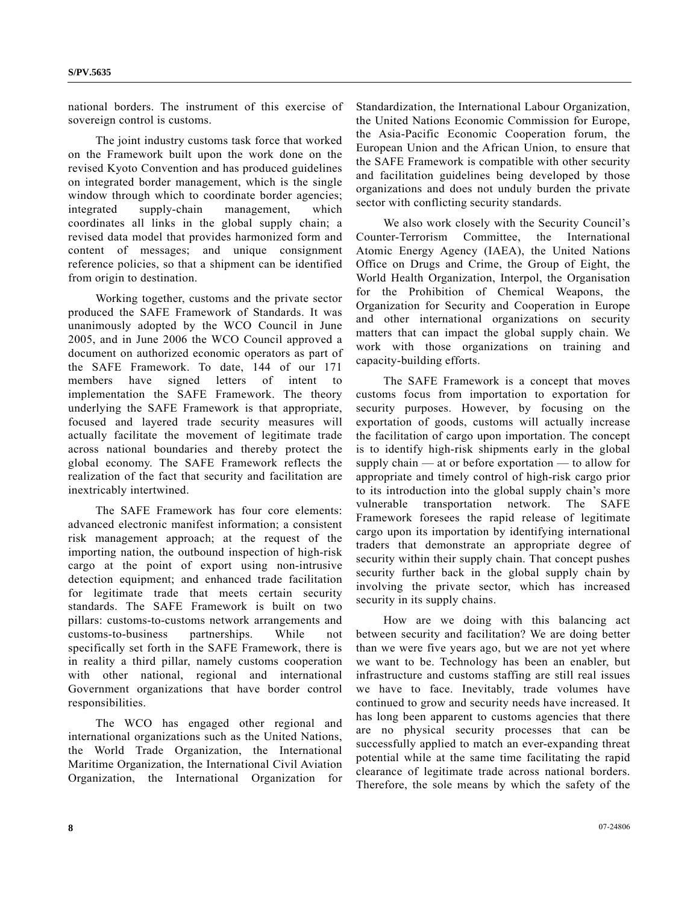national borders. The instrument of this exercise of sovereign control is customs.

The joint industry customs task force that worked on the Framework built upon the work done on the revised Kyoto Convention and has produced guidelines on integrated border management, which is the single window through which to coordinate border agencies; integrated supply-chain management, which coordinates all links in the global supply chain; a revised data model that provides harmonized form and content of messages; and unique consignment reference policies, so that a shipment can be identified from origin to destination.

Working together, customs and the private sector produced the SAFE Framework of Standards. It was unanimously adopted by the WCO Council in June 2005, and in June 2006 the WCO Council approved a document on authorized economic operators as part of the SAFE Framework. To date, 144 of our 171 members have signed letters of intent to implementation the SAFE Framework. The theory underlying the SAFE Framework is that appropriate, focused and layered trade security measures will actually facilitate the movement of legitimate trade across national boundaries and thereby protect the global economy. The SAFE Framework reflects the realization of the fact that security and facilitation are inextricably intertwined.

The SAFE Framework has four core elements: advanced electronic manifest information; a consistent risk management approach; at the request of the importing nation, the outbound inspection of high-risk cargo at the point of export using non-intrusive detection equipment; and enhanced trade facilitation for legitimate trade that meets certain security standards. The SAFE Framework is built on two pillars: customs-to-customs network arrangements and customs-to-business partnerships. While not specifically set forth in the SAFE Framework, there is in reality a third pillar, namely customs cooperation with other national, regional and international Government organizations that have border control responsibilities.

The WCO has engaged other regional and international organizations such as the United Nations, the World Trade Organization, the International Maritime Organization, the International Civil Aviation Organization, the International Organization for Standardization, the International Labour Organization, the United Nations Economic Commission for Europe, the Asia-Pacific Economic Cooperation forum, the European Union and the African Union, to ensure that the SAFE Framework is compatible with other security and facilitation guidelines being developed by those organizations and does not unduly burden the private sector with conflicting security standards.

We also work closely with the Security Council's Counter-Terrorism Committee, the International Atomic Energy Agency (IAEA), the United Nations Office on Drugs and Crime, the Group of Eight, the World Health Organization, Interpol, the Organisation for the Prohibition of Chemical Weapons, the Organization for Security and Cooperation in Europe and other international organizations on security matters that can impact the global supply chain. We work with those organizations on training and capacity-building efforts.

The SAFE Framework is a concept that moves customs focus from importation to exportation for security purposes. However, by focusing on the exportation of goods, customs will actually increase the facilitation of cargo upon importation. The concept is to identify high-risk shipments early in the global supply chain — at or before exportation — to allow for appropriate and timely control of high-risk cargo prior to its introduction into the global supply chain's more vulnerable transportation network. The SAFE Framework foresees the rapid release of legitimate cargo upon its importation by identifying international traders that demonstrate an appropriate degree of security within their supply chain. That concept pushes security further back in the global supply chain by involving the private sector, which has increased security in its supply chains.

How are we doing with this balancing act between security and facilitation? We are doing better than we were five years ago, but we are not yet where we want to be. Technology has been an enabler, but infrastructure and customs staffing are still real issues we have to face. Inevitably, trade volumes have continued to grow and security needs have increased. It has long been apparent to customs agencies that there are no physical security processes that can be successfully applied to match an ever-expanding threat potential while at the same time facilitating the rapid clearance of legitimate trade across national borders. Therefore, the sole means by which the safety of the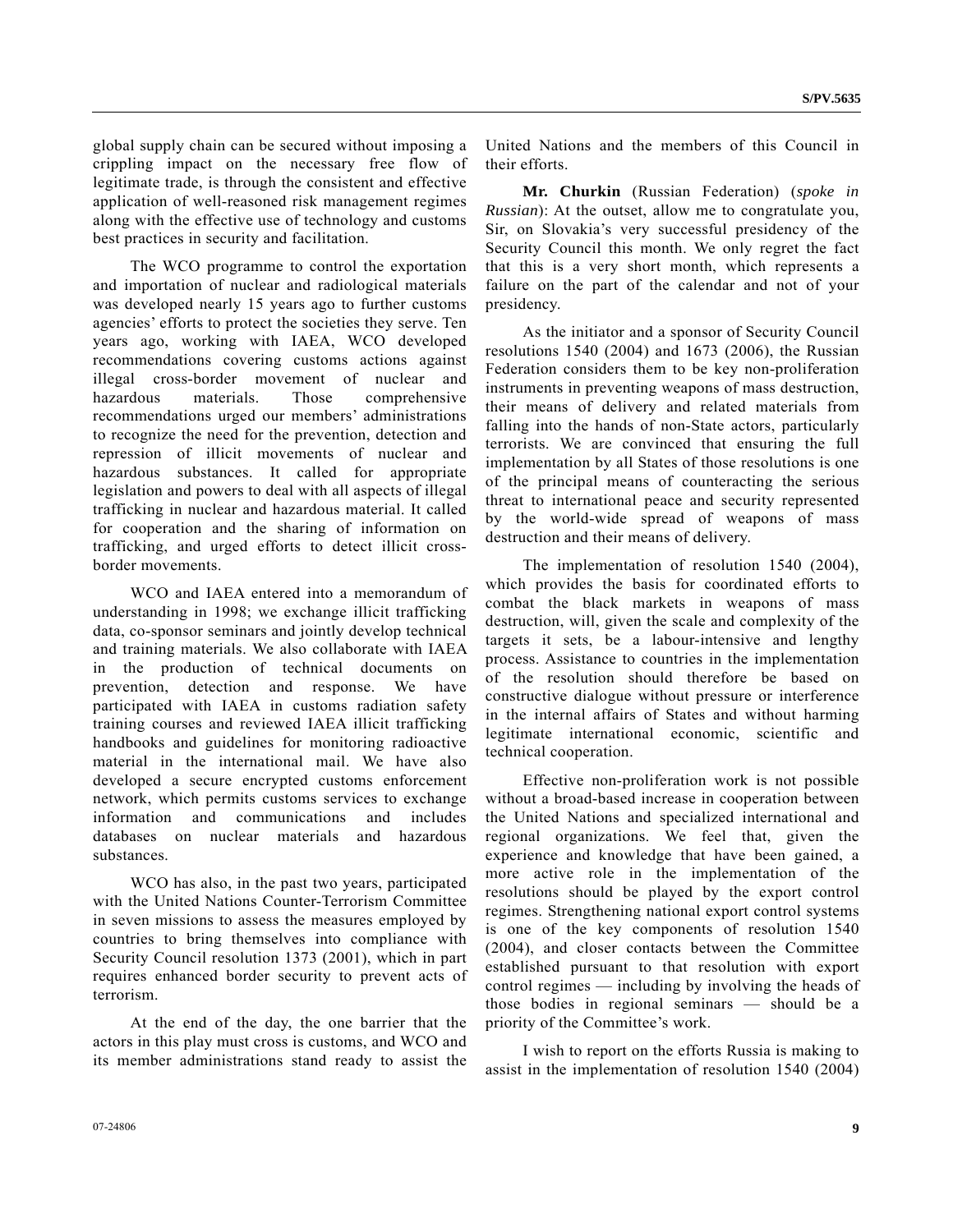global supply chain can be secured without imposing a crippling impact on the necessary free flow of legitimate trade, is through the consistent and effective application of well-reasoned risk management regimes along with the effective use of technology and customs best practices in security and facilitation.

The WCO programme to control the exportation and importation of nuclear and radiological materials was developed nearly 15 years ago to further customs agencies' efforts to protect the societies they serve. Ten years ago, working with IAEA, WCO developed recommendations covering customs actions against illegal cross-border movement of nuclear and hazardous materials. Those comprehensive recommendations urged our members' administrations to recognize the need for the prevention, detection and repression of illicit movements of nuclear and hazardous substances. It called for appropriate legislation and powers to deal with all aspects of illegal trafficking in nuclear and hazardous material. It called for cooperation and the sharing of information on trafficking, and urged efforts to detect illicit cross-border movements.

WCO and IAEA entered into a memorandum of understanding in 1998; we exchange illicit trafficking data, co-sponsor seminars and jointly develop technical and training materials. We also collaborate with IAEA in the production of technical documents on prevention, detection and response. We have participated with IAEA in customs radiation safety training courses and reviewed IAEA illicit trafficking handbooks and guidelines for monitoring radioactive material in the international mail. We have also developed a secure encrypted customs enforcement network, which permits customs services to exchange information and communications and includes databases on nuclear materials and hazardous substances.

WCO has also, in the past two years, participated with the United Nations Counter-Terrorism Committee in seven missions to assess the measures employed by countries to bring themselves into compliance with Security Council resolution 1373 (2001), which in part requires enhanced border security to prevent acts of terrorism.

At the end of the day, the one barrier that the actors in this play must cross is customs, and WCO and its member administrations stand ready to assist the United Nations and the members of this Council in their efforts.

**Mr. Churkin** (Russian Federation) (*spoke in Russian*): At the outset, allow me to congratulate you, Sir, on Slovakia's very successful presidency of the Security Council this month. We only regret the fact that this is a very short month, which represents a failure on the part of the calendar and not of your presidency.

As the initiator and a sponsor of Security Council resolutions 1540 (2004) and 1673 (2006), the Russian Federation considers them to be key non-proliferation instruments in preventing weapons of mass destruction, their means of delivery and related materials from falling into the hands of non-State actors, particularly terrorists. We are convinced that ensuring the full implementation by all States of those resolutions is one of the principal means of counteracting the serious threat to international peace and security represented by the world-wide spread of weapons of mass destruction and their means of delivery.

The implementation of resolution 1540 (2004), which provides the basis for coordinated efforts to combat the black markets in weapons of mass destruction, will, given the scale and complexity of the targets it sets, be a labour-intensive and lengthy process. Assistance to countries in the implementation of the resolution should therefore be based on constructive dialogue without pressure or interference in the internal affairs of States and without harming legitimate international economic, scientific and technical cooperation.

Effective non-proliferation work is not possible without a broad-based increase in cooperation between the United Nations and specialized international and regional organizations. We feel that, given the experience and knowledge that have been gained, a more active role in the implementation of the resolutions should be played by the export control regimes. Strengthening national export control systems is one of the key components of resolution 1540 (2004), and closer contacts between the Committee established pursuant to that resolution with export control regimes — including by involving the heads of those bodies in regional seminars — should be a priority of the Committee's work.

I wish to report on the efforts Russia is making to assist in the implementation of resolution 1540 (2004)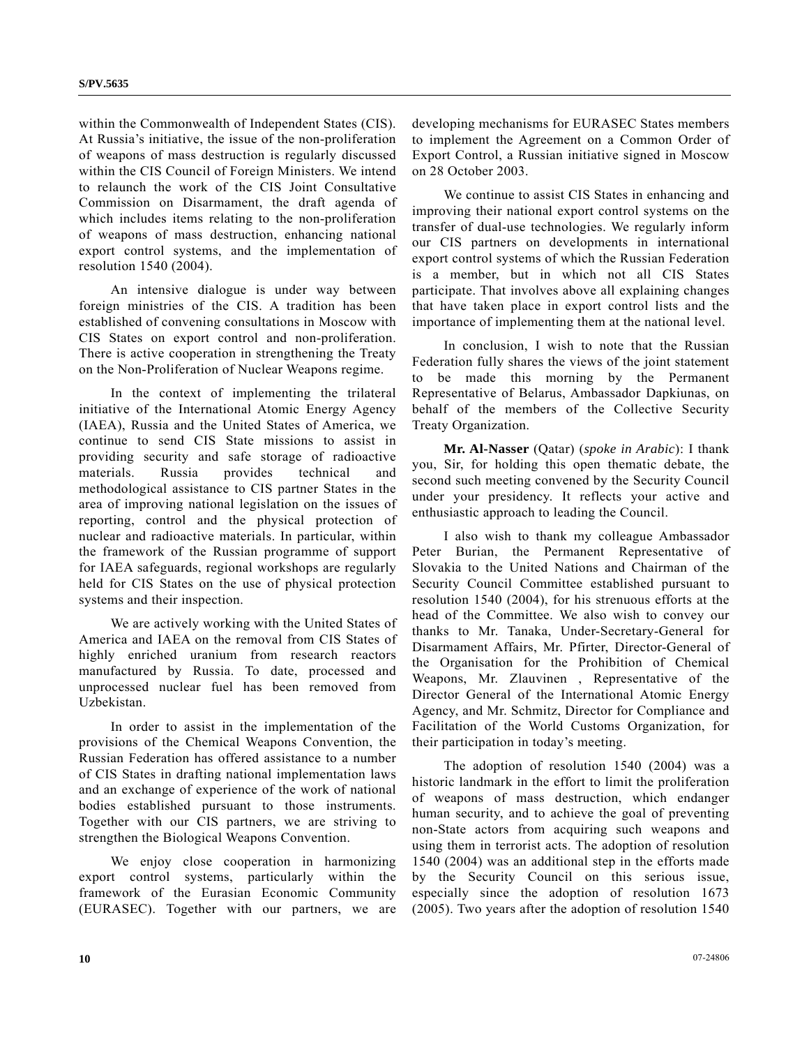within the Commonwealth of Independent States (CIS). At Russia's initiative, the issue of the non-proliferation of weapons of mass destruction is regularly discussed within the CIS Council of Foreign Ministers. We intend to relaunch the work of the CIS Joint Consultative Commission on Disarmament, the draft agenda of which includes items relating to the non-proliferation of weapons of mass destruction, enhancing national export control systems, and the implementation of resolution 1540 (2004).

An intensive dialogue is under way between foreign ministries of the CIS. A tradition has been established of convening consultations in Moscow with CIS States on export control and non-proliferation. There is active cooperation in strengthening the Treaty on the Non-Proliferation of Nuclear Weapons regime.

In the context of implementing the trilateral initiative of the International Atomic Energy Agency (IAEA), Russia and the United States of America, we continue to send CIS State missions to assist in providing security and safe storage of radioactive materials. Russia provides technical and methodological assistance to CIS partner States in the area of improving national legislation on the issues of reporting, control and the physical protection of nuclear and radioactive materials. In particular, within the framework of the Russian programme of support for IAEA safeguards, regional workshops are regularly held for CIS States on the use of physical protection systems and their inspection.

We are actively working with the United States of America and IAEA on the removal from CIS States of highly enriched uranium from research reactors manufactured by Russia. To date, processed and unprocessed nuclear fuel has been removed from Uzbekistan.

In order to assist in the implementation of the provisions of the Chemical Weapons Convention, the Russian Federation has offered assistance to a number of CIS States in drafting national implementation laws and an exchange of experience of the work of national bodies established pursuant to those instruments. Together with our CIS partners, we are striving to strengthen the Biological Weapons Convention.

We enjoy close cooperation in harmonizing export control systems, particularly within the framework of the Eurasian Economic Community (EURASEC). Together with our partners, we are developing mechanisms for EURASEC States members to implement the Agreement on a Common Order of Export Control, a Russian initiative signed in Moscow on 28 October 2003.

We continue to assist CIS States in enhancing and improving their national export control systems on the transfer of dual-use technologies. We regularly inform our CIS partners on developments in international export control systems of which the Russian Federation is a member, but in which not all CIS States participate. That involves above all explaining changes that have taken place in export control lists and the importance of implementing them at the national level.

In conclusion, I wish to note that the Russian Federation fully shares the views of the joint statement to be made this morning by the Permanent Representative of Belarus, Ambassador Dapkiunas, on behalf of the members of the Collective Security Treaty Organization.

**Mr. Al-Nasser** (Qatar) (*spoke in Arabic*): I thank you, Sir, for holding this open thematic debate, the second such meeting convened by the Security Council under your presidency. It reflects your active and enthusiastic approach to leading the Council.

I also wish to thank my colleague Ambassador Peter Burian, the Permanent Representative of Slovakia to the United Nations and Chairman of the Security Council Committee established pursuant to resolution 1540 (2004), for his strenuous efforts at the head of the Committee. We also wish to convey our thanks to Mr. Tanaka, Under-Secretary-General for Disarmament Affairs, Mr. Pfirter, Director-General of the Organisation for the Prohibition of Chemical Weapons, Mr. Zlauvinen , Representative of the Director General of the International Atomic Energy Agency, and Mr. Schmitz, Director for Compliance and Facilitation of the World Customs Organization, for their participation in today's meeting.

The adoption of resolution 1540 (2004) was a historic landmark in the effort to limit the proliferation of weapons of mass destruction, which endanger human security, and to achieve the goal of preventing non-State actors from acquiring such weapons and using them in terrorist acts. The adoption of resolution 1540 (2004) was an additional step in the efforts made by the Security Council on this serious issue, especially since the adoption of resolution 1673 (2005). Two years after the adoption of resolution 1540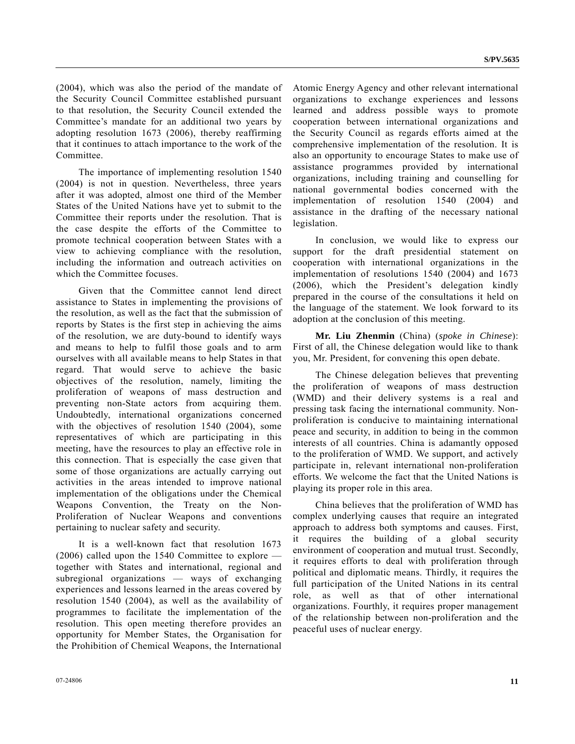(2004), which was also the period of the mandate of the Security Council Committee established pursuant to that resolution, the Security Council extended the Committee's mandate for an additional two years by adopting resolution 1673 (2006), thereby reaffirming that it continues to attach importance to the work of the Committee.

The importance of implementing resolution 1540 (2004) is not in question. Nevertheless, three years after it was adopted, almost one third of the Member States of the United Nations have yet to submit to the Committee their reports under the resolution. That is the case despite the efforts of the Committee to promote technical cooperation between States with a view to achieving compliance with the resolution, including the information and outreach activities on which the Committee focuses.

Given that the Committee cannot lend direct assistance to States in implementing the provisions of the resolution, as well as the fact that the submission of reports by States is the first step in achieving the aims of the resolution, we are duty-bound to identify ways and means to help to fulfil those goals and to arm ourselves with all available means to help States in that regard. That would serve to achieve the basic objectives of the resolution, namely, limiting the proliferation of weapons of mass destruction and preventing non-State actors from acquiring them. Undoubtedly, international organizations concerned with the objectives of resolution 1540 (2004), some representatives of which are participating in this meeting, have the resources to play an effective role in this connection. That is especially the case given that some of those organizations are actually carrying out activities in the areas intended to improve national implementation of the obligations under the Chemical Weapons Convention, the Treaty on the Non-Proliferation of Nuclear Weapons and conventions pertaining to nuclear safety and security.

It is a well-known fact that resolution 1673 (2006) called upon the 1540 Committee to explore — together with States and international, regional and subregional organizations — ways of exchanging experiences and lessons learned in the areas covered by resolution 1540 (2004), as well as the availability of programmes to facilitate the implementation of the resolution. This open meeting therefore provides an opportunity for Member States, the Organisation for the Prohibition of Chemical Weapons, the International Atomic Energy Agency and other relevant international organizations to exchange experiences and lessons learned and address possible ways to promote cooperation between international organizations and the Security Council as regards efforts aimed at the comprehensive implementation of the resolution. It is also an opportunity to encourage States to make use of assistance programmes provided by international organizations, including training and counselling for national governmental bodies concerned with the implementation of resolution 1540 (2004) and assistance in the drafting of the necessary national legislation.

In conclusion, we would like to express our support for the draft presidential statement on cooperation with international organizations in the implementation of resolutions 1540 (2004) and 1673 (2006), which the President's delegation kindly prepared in the course of the consultations it held on the language of the statement. We look forward to its adoption at the conclusion of this meeting.

**Mr. Liu Zhenmin** (China) (*spoke in Chinese*): First of all, the Chinese delegation would like to thank you, Mr. President, for convening this open debate.

The Chinese delegation believes that preventing the proliferation of weapons of mass destruction (WMD) and their delivery systems is a real and pressing task facing the international community. Non-proliferation is conducive to maintaining international peace and security, in addition to being in the common interests of all countries. China is adamantly opposed to the proliferation of WMD. We support, and actively participate in, relevant international non-proliferation efforts. We welcome the fact that the United Nations is playing its proper role in this area.

China believes that the proliferation of WMD has complex underlying causes that require an integrated approach to address both symptoms and causes. First, it requires the building of a global security environment of cooperation and mutual trust. Secondly, it requires efforts to deal with proliferation through political and diplomatic means. Thirdly, it requires the full participation of the United Nations in its central role, as well as that of other international organizations. Fourthly, it requires proper management of the relationship between non-proliferation and the peaceful uses of nuclear energy.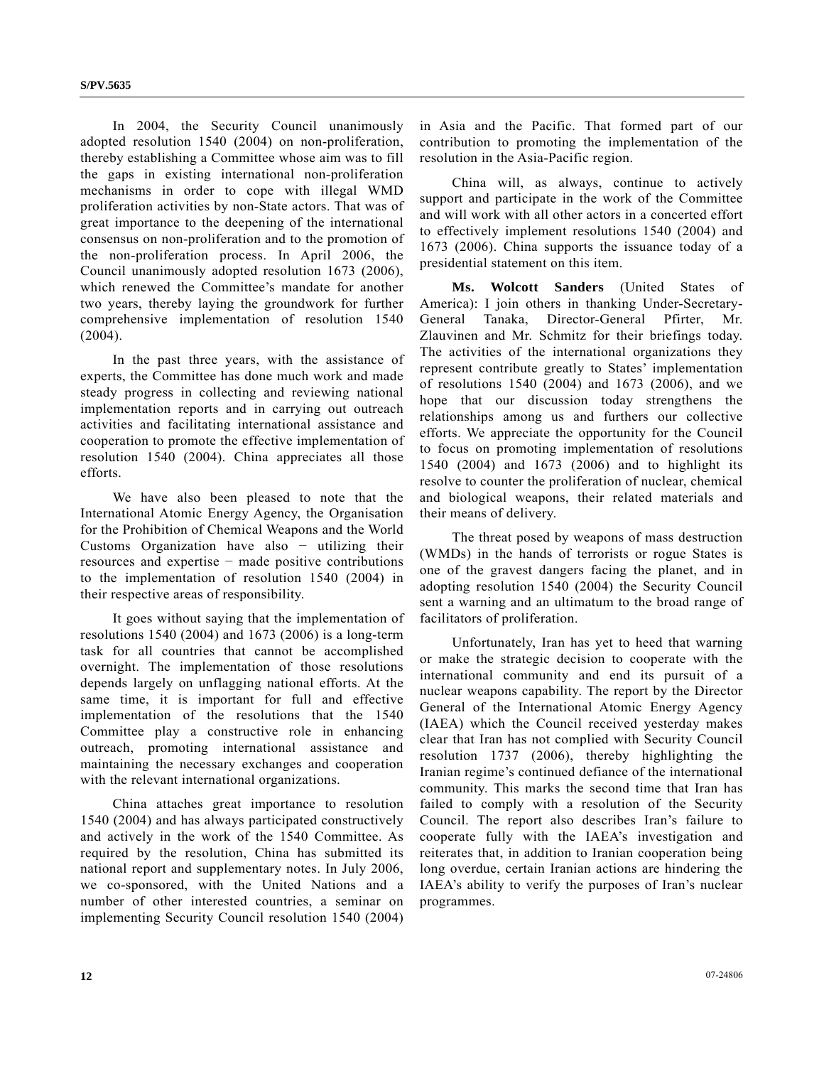In 2004, the Security Council unanimously adopted resolution 1540 (2004) on non-proliferation, thereby establishing a Committee whose aim was to fill the gaps in existing international non-proliferation mechanisms in order to cope with illegal WMD proliferation activities by non-State actors. That was of great importance to the deepening of the international consensus on non-proliferation and to the promotion of the non-proliferation process. In April 2006, the Council unanimously adopted resolution 1673 (2006), which renewed the Committee's mandate for another two years, thereby laying the groundwork for further comprehensive implementation of resolution 1540 (2004).

In the past three years, with the assistance of experts, the Committee has done much work and made steady progress in collecting and reviewing national implementation reports and in carrying out outreach activities and facilitating international assistance and cooperation to promote the effective implementation of resolution 1540 (2004). China appreciates all those efforts.

We have also been pleased to note that the International Atomic Energy Agency, the Organisation for the Prohibition of Chemical Weapons and the World Customs Organization have also − utilizing their resources and expertise − made positive contributions to the implementation of resolution 1540 (2004) in their respective areas of responsibility.

It goes without saying that the implementation of resolutions 1540 (2004) and 1673 (2006) is a long-term task for all countries that cannot be accomplished overnight. The implementation of those resolutions depends largely on unflagging national efforts. At the same time, it is important for full and effective implementation of the resolutions that the 1540 Committee play a constructive role in enhancing outreach, promoting international assistance and maintaining the necessary exchanges and cooperation with the relevant international organizations.

China attaches great importance to resolution 1540 (2004) and has always participated constructively and actively in the work of the 1540 Committee. As required by the resolution, China has submitted its national report and supplementary notes. In July 2006, we co-sponsored, with the United Nations and a number of other interested countries, a seminar on implementing Security Council resolution 1540 (2004) in Asia and the Pacific. That formed part of our contribution to promoting the implementation of the resolution in the Asia-Pacific region.

China will, as always, continue to actively support and participate in the work of the Committee and will work with all other actors in a concerted effort to effectively implement resolutions 1540 (2004) and 1673 (2006). China supports the issuance today of a presidential statement on this item.

**Ms. Wolcott Sanders** (United States of America): I join others in thanking Under-Secretary-General Tanaka, Director-General Pfirter, Mr. Zlauvinen and Mr. Schmitz for their briefings today. The activities of the international organizations they represent contribute greatly to States' implementation of resolutions 1540 (2004) and 1673 (2006), and we hope that our discussion today strengthens the relationships among us and furthers our collective efforts. We appreciate the opportunity for the Council to focus on promoting implementation of resolutions 1540 (2004) and 1673 (2006) and to highlight its resolve to counter the proliferation of nuclear, chemical and biological weapons, their related materials and their means of delivery.

The threat posed by weapons of mass destruction (WMDs) in the hands of terrorists or rogue States is one of the gravest dangers facing the planet, and in adopting resolution 1540 (2004) the Security Council sent a warning and an ultimatum to the broad range of facilitators of proliferation.

Unfortunately, Iran has yet to heed that warning or make the strategic decision to cooperate with the international community and end its pursuit of a nuclear weapons capability. The report by the Director General of the International Atomic Energy Agency (IAEA) which the Council received yesterday makes clear that Iran has not complied with Security Council resolution 1737 (2006), thereby highlighting the Iranian regime's continued defiance of the international community. This marks the second time that Iran has failed to comply with a resolution of the Security Council. The report also describes Iran's failure to cooperate fully with the IAEA's investigation and reiterates that, in addition to Iranian cooperation being long overdue, certain Iranian actions are hindering the IAEA's ability to verify the purposes of Iran's nuclear programmes.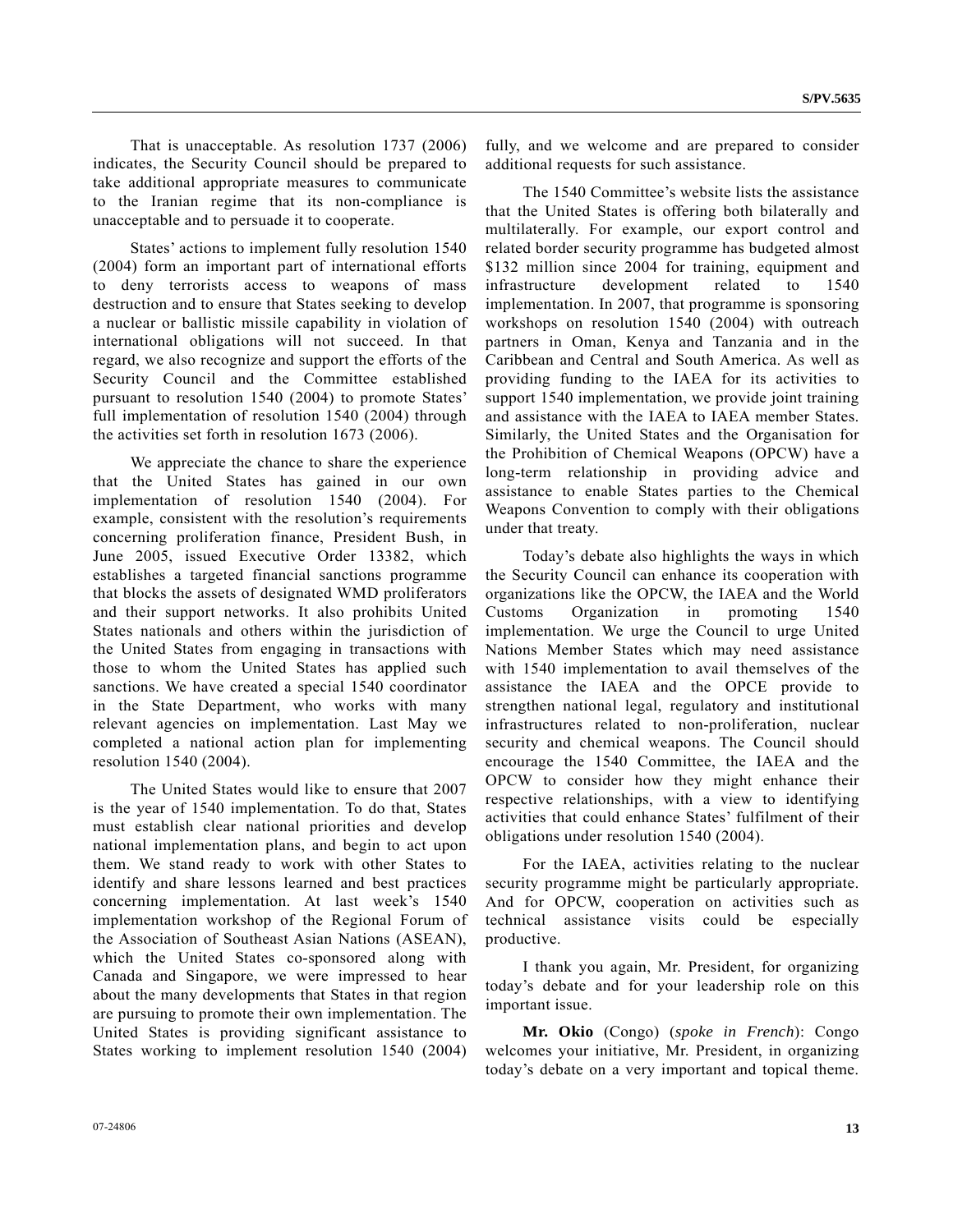That is unacceptable. As resolution 1737 (2006) indicates, the Security Council should be prepared to take additional appropriate measures to communicate to the Iranian regime that its non-compliance is unacceptable and to persuade it to cooperate.

States' actions to implement fully resolution 1540 (2004) form an important part of international efforts to deny terrorists access to weapons of mass destruction and to ensure that States seeking to develop a nuclear or ballistic missile capability in violation of international obligations will not succeed. In that regard, we also recognize and support the efforts of the Security Council and the Committee established pursuant to resolution 1540 (2004) to promote States' full implementation of resolution 1540 (2004) through the activities set forth in resolution 1673 (2006).

We appreciate the chance to share the experience that the United States has gained in our own implementation of resolution 1540 (2004). For example, consistent with the resolution's requirements concerning proliferation finance, President Bush, in June 2005, issued Executive Order 13382, which establishes a targeted financial sanctions programme that blocks the assets of designated WMD proliferators and their support networks. It also prohibits United States nationals and others within the jurisdiction of the United States from engaging in transactions with those to whom the United States has applied such sanctions. We have created a special 1540 coordinator in the State Department, who works with many relevant agencies on implementation. Last May we completed a national action plan for implementing resolution 1540 (2004).

The United States would like to ensure that 2007 is the year of 1540 implementation. To do that, States must establish clear national priorities and develop national implementation plans, and begin to act upon them. We stand ready to work with other States to identify and share lessons learned and best practices concerning implementation. At last week's 1540 implementation workshop of the Regional Forum of the Association of Southeast Asian Nations (ASEAN), which the United States co-sponsored along with Canada and Singapore, we were impressed to hear about the many developments that States in that region are pursuing to promote their own implementation. The United States is providing significant assistance to States working to implement resolution 1540 (2004) fully, and we welcome and are prepared to consider additional requests for such assistance.

The 1540 Committee's website lists the assistance that the United States is offering both bilaterally and multilaterally. For example, our export control and related border security programme has budgeted almost \$132 million since 2004 for training, equipment and infrastructure development related to 1540 implementation. In 2007, that programme is sponsoring workshops on resolution 1540 (2004) with outreach partners in Oman, Kenya and Tanzania and in the Caribbean and Central and South America. As well as providing funding to the IAEA for its activities to support 1540 implementation, we provide joint training and assistance with the IAEA to IAEA member States. Similarly, the United States and the Organisation for the Prohibition of Chemical Weapons (OPCW) have a long-term relationship in providing advice and assistance to enable States parties to the Chemical Weapons Convention to comply with their obligations under that treaty.

Today's debate also highlights the ways in which the Security Council can enhance its cooperation with organizations like the OPCW, the IAEA and the World Customs Organization in promoting 1540 implementation. We urge the Council to urge United Nations Member States which may need assistance with 1540 implementation to avail themselves of the assistance the IAEA and the OPCE provide to strengthen national legal, regulatory and institutional infrastructures related to non-proliferation, nuclear security and chemical weapons. The Council should encourage the 1540 Committee, the IAEA and the OPCW to consider how they might enhance their respective relationships, with a view to identifying activities that could enhance States' fulfilment of their obligations under resolution 1540 (2004).

For the IAEA, activities relating to the nuclear security programme might be particularly appropriate. And for OPCW, cooperation on activities such as technical assistance visits could be especially productive.

I thank you again, Mr. President, for organizing today's debate and for your leadership role on this important issue.

**Mr. Okio** (Congo) (*spoke in French*): Congo welcomes your initiative, Mr. President, in organizing today's debate on a very important and topical theme.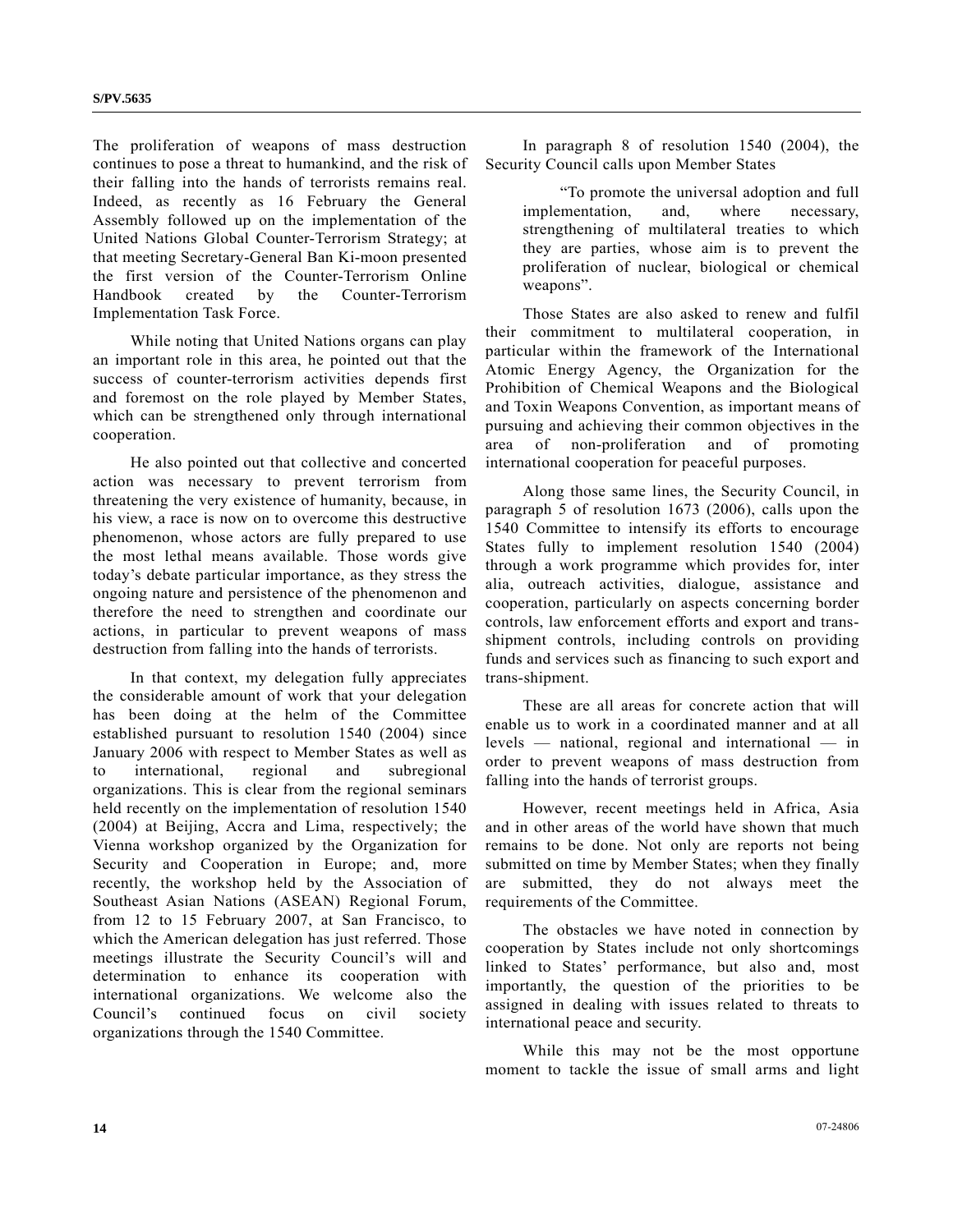The proliferation of weapons of mass destruction continues to pose a threat to humankind, and the risk of their falling into the hands of terrorists remains real. Indeed, as recently as 16 February the General Assembly followed up on the implementation of the United Nations Global Counter-Terrorism Strategy; at that meeting Secretary-General Ban Ki-moon presented the first version of the Counter-Terrorism Online Handbook created by the Counter-Terrorism Implementation Task Force.

While noting that United Nations organs can play an important role in this area, he pointed out that the success of counter-terrorism activities depends first and foremost on the role played by Member States, which can be strengthened only through international cooperation.

He also pointed out that collective and concerted action was necessary to prevent terrorism from threatening the very existence of humanity, because, in his view, a race is now on to overcome this destructive phenomenon, whose actors are fully prepared to use the most lethal means available. Those words give today's debate particular importance, as they stress the ongoing nature and persistence of the phenomenon and therefore the need to strengthen and coordinate our actions, in particular to prevent weapons of mass destruction from falling into the hands of terrorists.

In that context, my delegation fully appreciates the considerable amount of work that your delegation has been doing at the helm of the Committee established pursuant to resolution 1540 (2004) since January 2006 with respect to Member States as well as to international, regional and subregional organizations. This is clear from the regional seminars held recently on the implementation of resolution 1540 (2004) at Beijing, Accra and Lima, respectively; the Vienna workshop organized by the Organization for Security and Cooperation in Europe; and, more recently, the workshop held by the Association of Southeast Asian Nations (ASEAN) Regional Forum, from 12 to 15 February 2007, at San Francisco, to which the American delegation has just referred. Those meetings illustrate the Security Council's will and determination to enhance its cooperation with international organizations. We welcome also the Council's continued focus on civil society organizations through the 1540 Committee.

In paragraph 8 of resolution 1540 (2004), the Security Council calls upon Member States

> "To promote the universal adoption and full implementation, and, where necessary, strengthening of multilateral treaties to which they are parties, whose aim is to prevent the proliferation of nuclear, biological or chemical weapons".

Those States are also asked to renew and fulfil their commitment to multilateral cooperation, in particular within the framework of the International Atomic Energy Agency, the Organization for the Prohibition of Chemical Weapons and the Biological and Toxin Weapons Convention, as important means of pursuing and achieving their common objectives in the area of non-proliferation and of promoting international cooperation for peaceful purposes.

Along those same lines, the Security Council, in paragraph 5 of resolution 1673 (2006), calls upon the 1540 Committee to intensify its efforts to encourage States fully to implement resolution 1540 (2004) through a work programme which provides for, inter alia, outreach activities, dialogue, assistance and cooperation, particularly on aspects concerning border controls, law enforcement efforts and export and trans-shipment controls, including controls on providing funds and services such as financing to such export and trans-shipment.

These are all areas for concrete action that will enable us to work in a coordinated manner and at all levels — national, regional and international — in order to prevent weapons of mass destruction from falling into the hands of terrorist groups.

However, recent meetings held in Africa, Asia and in other areas of the world have shown that much remains to be done. Not only are reports not being submitted on time by Member States; when they finally are submitted, they do not always meet the requirements of the Committee.

The obstacles we have noted in connection by cooperation by States include not only shortcomings linked to States' performance, but also and, most importantly, the question of the priorities to be assigned in dealing with issues related to threats to international peace and security.

While this may not be the most opportune moment to tackle the issue of small arms and light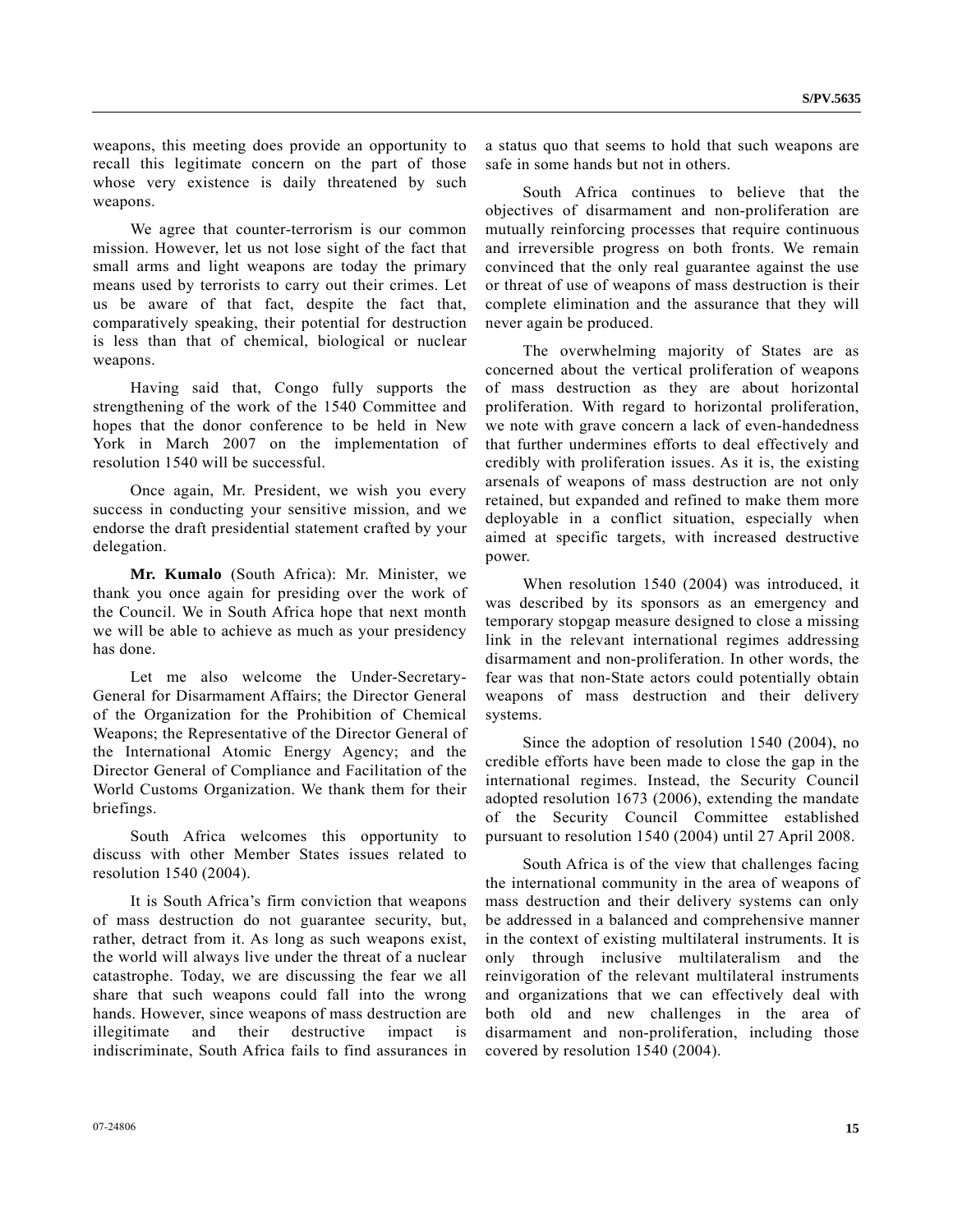weapons, this meeting does provide an opportunity to recall this legitimate concern on the part of those whose very existence is daily threatened by such weapons.

We agree that counter-terrorism is our common mission. However, let us not lose sight of the fact that small arms and light weapons are today the primary means used by terrorists to carry out their crimes. Let us be aware of that fact, despite the fact that, comparatively speaking, their potential for destruction is less than that of chemical, biological or nuclear weapons.

Having said that, Congo fully supports the strengthening of the work of the 1540 Committee and hopes that the donor conference to be held in New York in March 2007 on the implementation of resolution 1540 will be successful.

Once again, Mr. President, we wish you every success in conducting your sensitive mission, and we endorse the draft presidential statement crafted by your delegation.

**Mr. Kumalo** (South Africa): Mr. Minister, we thank you once again for presiding over the work of the Council. We in South Africa hope that next month we will be able to achieve as much as your presidency has done.

Let me also welcome the Under-Secretary-General for Disarmament Affairs; the Director General of the Organization for the Prohibition of Chemical Weapons; the Representative of the Director General of the International Atomic Energy Agency; and the Director General of Compliance and Facilitation of the World Customs Organization. We thank them for their briefings.

South Africa welcomes this opportunity to discuss with other Member States issues related to resolution 1540 (2004).

It is South Africa's firm conviction that weapons of mass destruction do not guarantee security, but, rather, detract from it. As long as such weapons exist, the world will always live under the threat of a nuclear catastrophe. Today, we are discussing the fear we all share that such weapons could fall into the wrong hands. However, since weapons of mass destruction are illegitimate and their destructive impact is indiscriminate, South Africa fails to find assurances in a status quo that seems to hold that such weapons are safe in some hands but not in others.

South Africa continues to believe that the objectives of disarmament and non-proliferation are mutually reinforcing processes that require continuous and irreversible progress on both fronts. We remain convinced that the only real guarantee against the use or threat of use of weapons of mass destruction is their complete elimination and the assurance that they will never again be produced.

The overwhelming majority of States are as concerned about the vertical proliferation of weapons of mass destruction as they are about horizontal proliferation. With regard to horizontal proliferation, we note with grave concern a lack of even-handedness that further undermines efforts to deal effectively and credibly with proliferation issues. As it is, the existing arsenals of weapons of mass destruction are not only retained, but expanded and refined to make them more deployable in a conflict situation, especially when aimed at specific targets, with increased destructive power.

When resolution 1540 (2004) was introduced, it was described by its sponsors as an emergency and temporary stopgap measure designed to close a missing link in the relevant international regimes addressing disarmament and non-proliferation. In other words, the fear was that non-State actors could potentially obtain weapons of mass destruction and their delivery systems.

Since the adoption of resolution 1540 (2004), no credible efforts have been made to close the gap in the international regimes. Instead, the Security Council adopted resolution 1673 (2006), extending the mandate of the Security Council Committee established pursuant to resolution 1540 (2004) until 27 April 2008.

South Africa is of the view that challenges facing the international community in the area of weapons of mass destruction and their delivery systems can only be addressed in a balanced and comprehensive manner in the context of existing multilateral instruments. It is only through inclusive multilateralism and the reinvigoration of the relevant multilateral instruments and organizations that we can effectively deal with both old and new challenges in the area of disarmament and non-proliferation, including those covered by resolution 1540 (2004).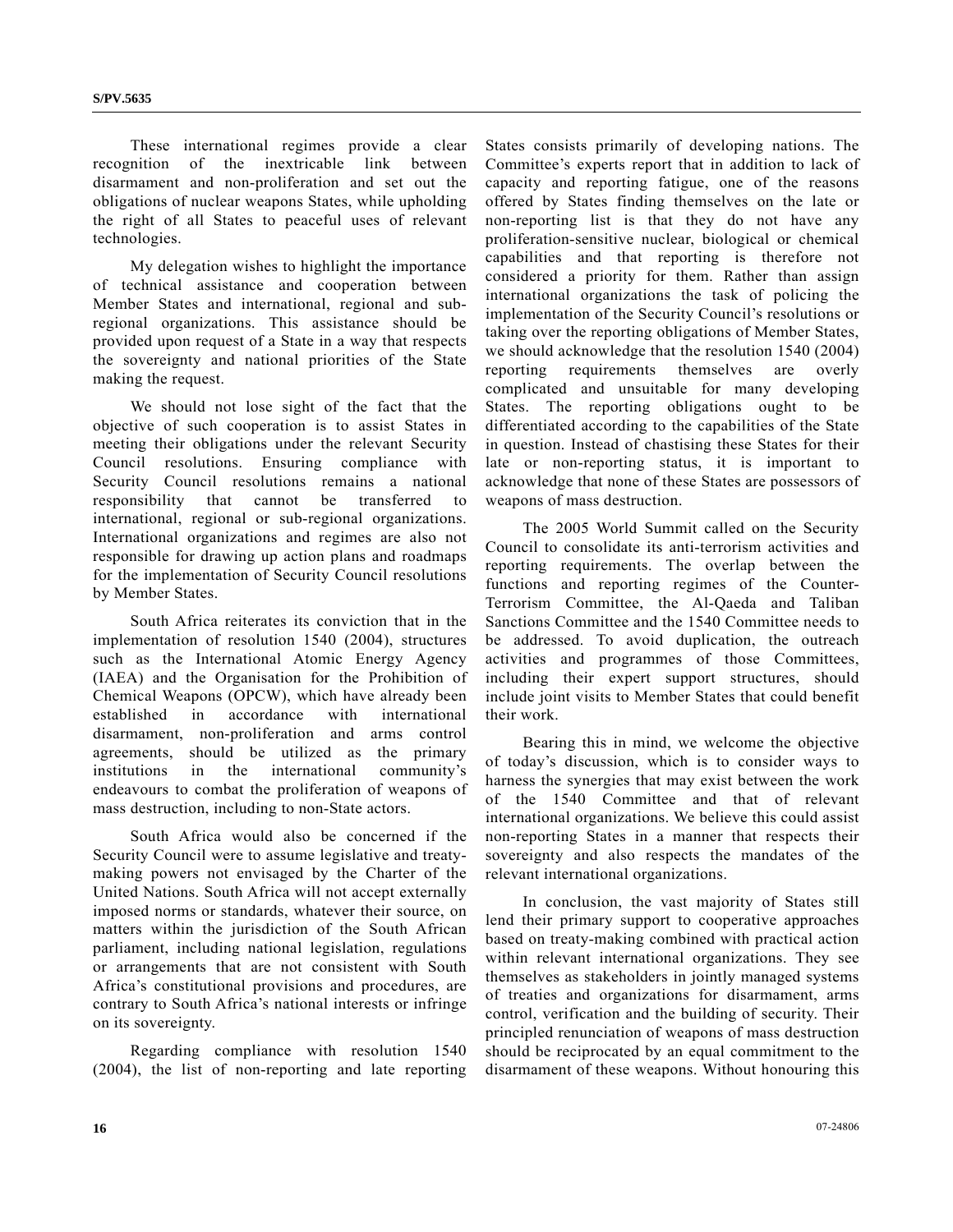These international regimes provide a clear recognition of the inextricable link between disarmament and non-proliferation and set out the obligations of nuclear weapons States, while upholding the right of all States to peaceful uses of relevant technologies.

My delegation wishes to highlight the importance of technical assistance and cooperation between Member States and international, regional and sub-regional organizations. This assistance should be provided upon request of a State in a way that respects the sovereignty and national priorities of the State making the request.

We should not lose sight of the fact that the objective of such cooperation is to assist States in meeting their obligations under the relevant Security Council resolutions. Ensuring compliance with Security Council resolutions remains a national responsibility that cannot be transferred to international, regional or sub-regional organizations. International organizations and regimes are also not responsible for drawing up action plans and roadmaps for the implementation of Security Council resolutions by Member States.

South Africa reiterates its conviction that in the implementation of resolution 1540 (2004), structures such as the International Atomic Energy Agency (IAEA) and the Organisation for the Prohibition of Chemical Weapons (OPCW), which have already been established in accordance with international disarmament, non-proliferation and arms control agreements, should be utilized as the primary institutions in the international community's endeavours to combat the proliferation of weapons of mass destruction, including to non-State actors.

South Africa would also be concerned if the Security Council were to assume legislative and treaty-making powers not envisaged by the Charter of the United Nations. South Africa will not accept externally imposed norms or standards, whatever their source, on matters within the jurisdiction of the South African parliament, including national legislation, regulations or arrangements that are not consistent with South Africa's constitutional provisions and procedures, are contrary to South Africa's national interests or infringe on its sovereignty.

Regarding compliance with resolution 1540 (2004), the list of non-reporting and late reporting States consists primarily of developing nations. The Committee's experts report that in addition to lack of capacity and reporting fatigue, one of the reasons offered by States finding themselves on the late or non-reporting list is that they do not have any proliferation-sensitive nuclear, biological or chemical capabilities and that reporting is therefore not considered a priority for them. Rather than assign international organizations the task of policing the implementation of the Security Council's resolutions or taking over the reporting obligations of Member States, we should acknowledge that the resolution 1540 (2004) reporting requirements themselves are overly complicated and unsuitable for many developing States. The reporting obligations ought to be differentiated according to the capabilities of the State in question. Instead of chastising these States for their late or non-reporting status, it is important to acknowledge that none of these States are possessors of weapons of mass destruction.

The 2005 World Summit called on the Security Council to consolidate its anti-terrorism activities and reporting requirements. The overlap between the functions and reporting regimes of the Counter-Terrorism Committee, the Al-Qaeda and Taliban Sanctions Committee and the 1540 Committee needs to be addressed. To avoid duplication, the outreach activities and programmes of those Committees, including their expert support structures, should include joint visits to Member States that could benefit their work.

Bearing this in mind, we welcome the objective of today's discussion, which is to consider ways to harness the synergies that may exist between the work of the 1540 Committee and that of relevant international organizations. We believe this could assist non-reporting States in a manner that respects their sovereignty and also respects the mandates of the relevant international organizations.

In conclusion, the vast majority of States still lend their primary support to cooperative approaches based on treaty-making combined with practical action within relevant international organizations. They see themselves as stakeholders in jointly managed systems of treaties and organizations for disarmament, arms control, verification and the building of security. Their principled renunciation of weapons of mass destruction should be reciprocated by an equal commitment to the disarmament of these weapons. Without honouring this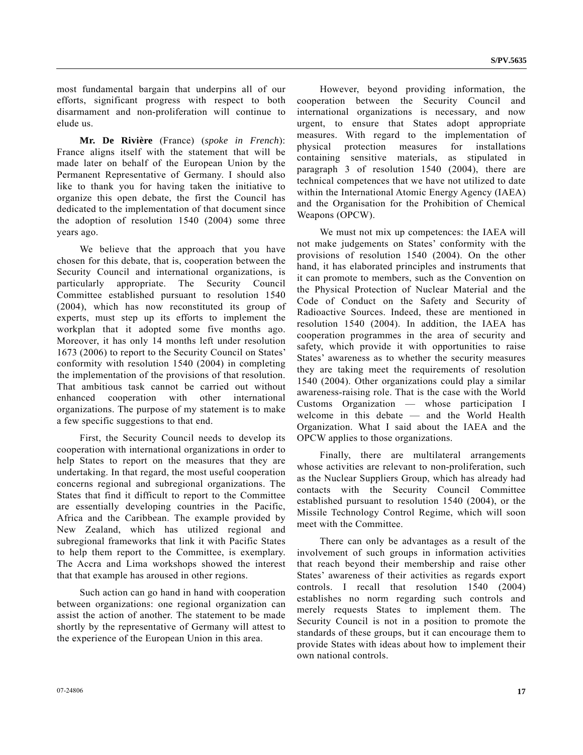most fundamental bargain that underpins all of our efforts, significant progress with respect to both disarmament and non-proliferation will continue to elude us.

**Mr. De Rivière** (France) (*spoke in French*): France aligns itself with the statement that will be made later on behalf of the European Union by the Permanent Representative of Germany. I should also like to thank you for having taken the initiative to organize this open debate, the first the Council has dedicated to the implementation of that document since the adoption of resolution 1540 (2004) some three years ago.

We believe that the approach that you have chosen for this debate, that is, cooperation between the Security Council and international organizations, is particularly appropriate. The Security Council Committee established pursuant to resolution 1540 (2004), which has now reconstituted its group of experts, must step up its efforts to implement the workplan that it adopted some five months ago. Moreover, it has only 14 months left under resolution 1673 (2006) to report to the Security Council on States' conformity with resolution 1540 (2004) in completing the implementation of the provisions of that resolution. That ambitious task cannot be carried out without enhanced cooperation with other international organizations. The purpose of my statement is to make a few specific suggestions to that end.

First, the Security Council needs to develop its cooperation with international organizations in order to help States to report on the measures that they are undertaking. In that regard, the most useful cooperation concerns regional and subregional organizations. The States that find it difficult to report to the Committee are essentially developing countries in the Pacific, Africa and the Caribbean. The example provided by New Zealand, which has utilized regional and subregional frameworks that link it with Pacific States to help them report to the Committee, is exemplary. The Accra and Lima workshops showed the interest that that example has aroused in other regions.

Such action can go hand in hand with cooperation between organizations: one regional organization can assist the action of another. The statement to be made shortly by the representative of Germany will attest to the experience of the European Union in this area.

However, beyond providing information, the cooperation between the Security Council and international organizations is necessary, and now urgent, to ensure that States adopt appropriate measures. With regard to the implementation of physical protection measures for installations containing sensitive materials, as stipulated in paragraph 3 of resolution 1540 (2004), there are technical competences that we have not utilized to date within the International Atomic Energy Agency (IAEA) and the Organisation for the Prohibition of Chemical Weapons (OPCW).

We must not mix up competences: the IAEA will not make judgements on States' conformity with the provisions of resolution 1540 (2004). On the other hand, it has elaborated principles and instruments that it can promote to members, such as the Convention on the Physical Protection of Nuclear Material and the Code of Conduct on the Safety and Security of Radioactive Sources. Indeed, these are mentioned in resolution 1540 (2004). In addition, the IAEA has cooperation programmes in the area of security and safety, which provide it with opportunities to raise States' awareness as to whether the security measures they are taking meet the requirements of resolution 1540 (2004). Other organizations could play a similar awareness-raising role. That is the case with the World Customs Organization — whose participation I welcome in this debate — and the World Health Organization. What I said about the IAEA and the OPCW applies to those organizations.

Finally, there are multilateral arrangements whose activities are relevant to non-proliferation, such as the Nuclear Suppliers Group, which has already had contacts with the Security Council Committee established pursuant to resolution 1540 (2004), or the Missile Technology Control Regime, which will soon meet with the Committee.

There can only be advantages as a result of the involvement of such groups in information activities that reach beyond their membership and raise other States' awareness of their activities as regards export controls. I recall that resolution 1540 (2004) establishes no norm regarding such controls and merely requests States to implement them. The Security Council is not in a position to promote the standards of these groups, but it can encourage them to provide States with ideas about how to implement their own national controls.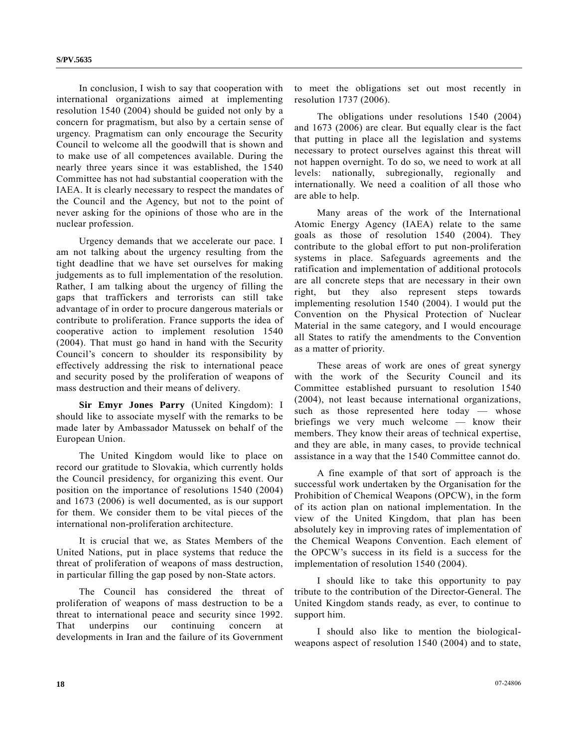In conclusion, I wish to say that cooperation with international organizations aimed at implementing resolution 1540 (2004) should be guided not only by a concern for pragmatism, but also by a certain sense of urgency. Pragmatism can only encourage the Security Council to welcome all the goodwill that is shown and to make use of all competences available. During the nearly three years since it was established, the 1540 Committee has not had substantial cooperation with the IAEA. It is clearly necessary to respect the mandates of the Council and the Agency, but not to the point of never asking for the opinions of those who are in the nuclear profession.

Urgency demands that we accelerate our pace. I am not talking about the urgency resulting from the tight deadline that we have set ourselves for making judgements as to full implementation of the resolution. Rather, I am talking about the urgency of filling the gaps that traffickers and terrorists can still take advantage of in order to procure dangerous materials or contribute to proliferation. France supports the idea of cooperative action to implement resolution 1540 (2004). That must go hand in hand with the Security Council's concern to shoulder its responsibility by effectively addressing the risk to international peace and security posed by the proliferation of weapons of mass destruction and their means of delivery.

**Sir Emyr Jones Parry** (United Kingdom): I should like to associate myself with the remarks to be made later by Ambassador Matussek on behalf of the European Union.

The United Kingdom would like to place on record our gratitude to Slovakia, which currently holds the Council presidency, for organizing this event. Our position on the importance of resolutions 1540 (2004) and 1673 (2006) is well documented, as is our support for them. We consider them to be vital pieces of the international non-proliferation architecture.

It is crucial that we, as States Members of the United Nations, put in place systems that reduce the threat of proliferation of weapons of mass destruction, in particular filling the gap posed by non-State actors.

The Council has considered the threat of proliferation of weapons of mass destruction to be a threat to international peace and security since 1992. That underpins our continuing concern at developments in Iran and the failure of its Government to meet the obligations set out most recently in resolution 1737 (2006).

The obligations under resolutions 1540 (2004) and 1673 (2006) are clear. But equally clear is the fact that putting in place all the legislation and systems necessary to protect ourselves against this threat will not happen overnight. To do so, we need to work at all levels: nationally, subregionally, regionally and internationally. We need a coalition of all those who are able to help.

Many areas of the work of the International Atomic Energy Agency (IAEA) relate to the same goals as those of resolution 1540 (2004). They contribute to the global effort to put non-proliferation systems in place. Safeguards agreements and the ratification and implementation of additional protocols are all concrete steps that are necessary in their own right, but they also represent steps towards implementing resolution 1540 (2004). I would put the Convention on the Physical Protection of Nuclear Material in the same category, and I would encourage all States to ratify the amendments to the Convention as a matter of priority.

These areas of work are ones of great synergy with the work of the Security Council and its Committee established pursuant to resolution 1540 (2004), not least because international organizations, such as those represented here today — whose briefings we very much welcome — know their members. They know their areas of technical expertise, and they are able, in many cases, to provide technical assistance in a way that the 1540 Committee cannot do.

A fine example of that sort of approach is the successful work undertaken by the Organisation for the Prohibition of Chemical Weapons (OPCW), in the form of its action plan on national implementation. In the view of the United Kingdom, that plan has been absolutely key in improving rates of implementation of the Chemical Weapons Convention. Each element of the OPCW's success in its field is a success for the implementation of resolution 1540 (2004).

I should like to take this opportunity to pay tribute to the contribution of the Director-General. The United Kingdom stands ready, as ever, to continue to support him.

I should also like to mention the biological-weapons aspect of resolution 1540 (2004) and to state,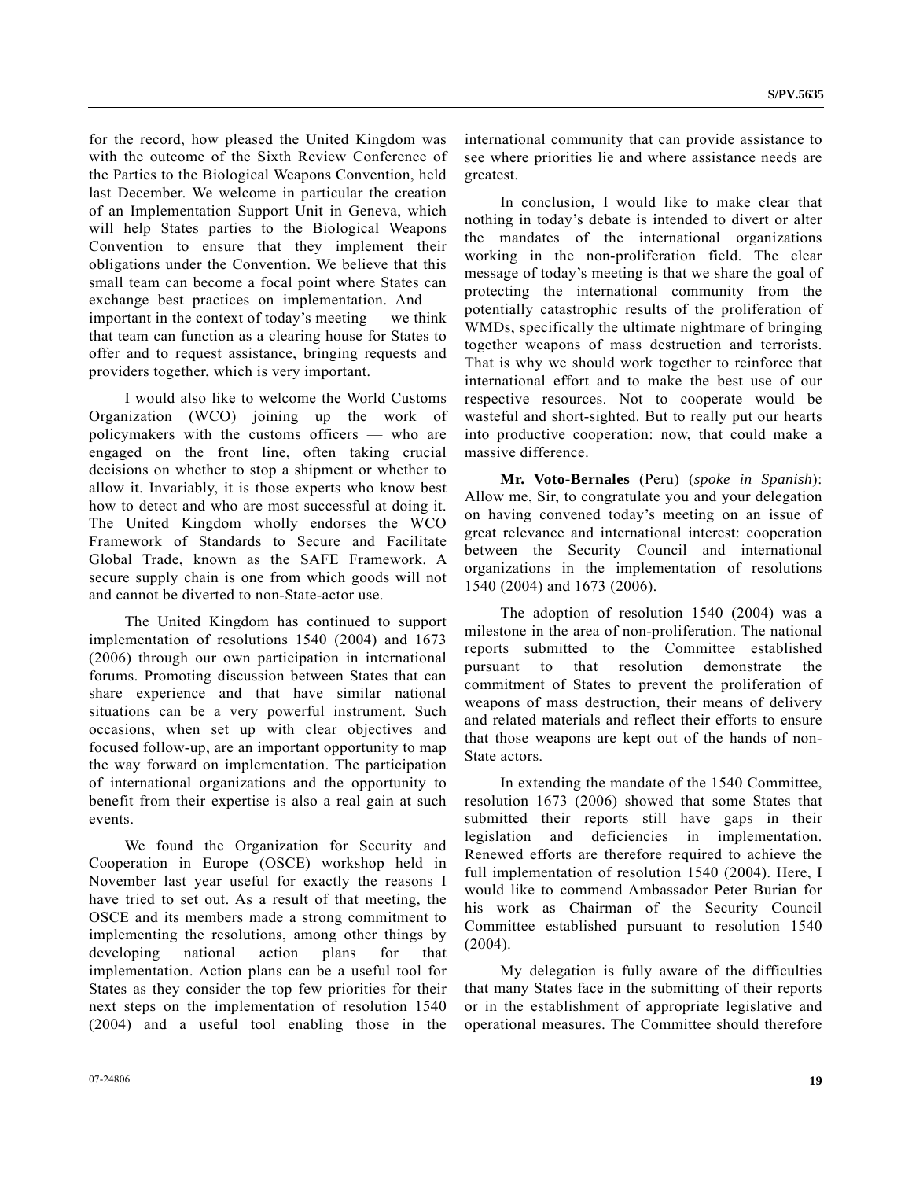for the record, how pleased the United Kingdom was with the outcome of the Sixth Review Conference of the Parties to the Biological Weapons Convention, held last December. We welcome in particular the creation of an Implementation Support Unit in Geneva, which will help States parties to the Biological Weapons Convention to ensure that they implement their obligations under the Convention. We believe that this small team can become a focal point where States can exchange best practices on implementation. And — important in the context of today's meeting — we think that team can function as a clearing house for States to offer and to request assistance, bringing requests and providers together, which is very important.

I would also like to welcome the World Customs Organization (WCO) joining up the work of policymakers with the customs officers — who are engaged on the front line, often taking crucial decisions on whether to stop a shipment or whether to allow it. Invariably, it is those experts who know best how to detect and who are most successful at doing it. The United Kingdom wholly endorses the WCO Framework of Standards to Secure and Facilitate Global Trade, known as the SAFE Framework. A secure supply chain is one from which goods will not and cannot be diverted to non-State-actor use.

The United Kingdom has continued to support implementation of resolutions 1540 (2004) and 1673 (2006) through our own participation in international forums. Promoting discussion between States that can share experience and that have similar national situations can be a very powerful instrument. Such occasions, when set up with clear objectives and focused follow-up, are an important opportunity to map the way forward on implementation. The participation of international organizations and the opportunity to benefit from their expertise is also a real gain at such events.

We found the Organization for Security and Cooperation in Europe (OSCE) workshop held in November last year useful for exactly the reasons I have tried to set out. As a result of that meeting, the OSCE and its members made a strong commitment to implementing the resolutions, among other things by developing national action plans for that implementation. Action plans can be a useful tool for States as they consider the top few priorities for their next steps on the implementation of resolution 1540 (2004) and a useful tool enabling those in the international community that can provide assistance to see where priorities lie and where assistance needs are greatest.

In conclusion, I would like to make clear that nothing in today's debate is intended to divert or alter the mandates of the international organizations working in the non-proliferation field. The clear message of today's meeting is that we share the goal of protecting the international community from the potentially catastrophic results of the proliferation of WMDs, specifically the ultimate nightmare of bringing together weapons of mass destruction and terrorists. That is why we should work together to reinforce that international effort and to make the best use of our respective resources. Not to cooperate would be wasteful and short-sighted. But to really put our hearts into productive cooperation: now, that could make a massive difference.

**Mr. Voto-Bernales** (Peru) (*spoke in Spanish*): Allow me, Sir, to congratulate you and your delegation on having convened today's meeting on an issue of great relevance and international interest: cooperation between the Security Council and international organizations in the implementation of resolutions 1540 (2004) and 1673 (2006).

The adoption of resolution 1540 (2004) was a milestone in the area of non-proliferation. The national reports submitted to the Committee established pursuant to that resolution demonstrate the commitment of States to prevent the proliferation of weapons of mass destruction, their means of delivery and related materials and reflect their efforts to ensure that those weapons are kept out of the hands of non-State actors.

In extending the mandate of the 1540 Committee, resolution 1673 (2006) showed that some States that submitted their reports still have gaps in their legislation and deficiencies in implementation. Renewed efforts are therefore required to achieve the full implementation of resolution 1540 (2004). Here, I would like to commend Ambassador Peter Burian for his work as Chairman of the Security Council Committee established pursuant to resolution 1540 (2004).

My delegation is fully aware of the difficulties that many States face in the submitting of their reports or in the establishment of appropriate legislative and operational measures. The Committee should therefore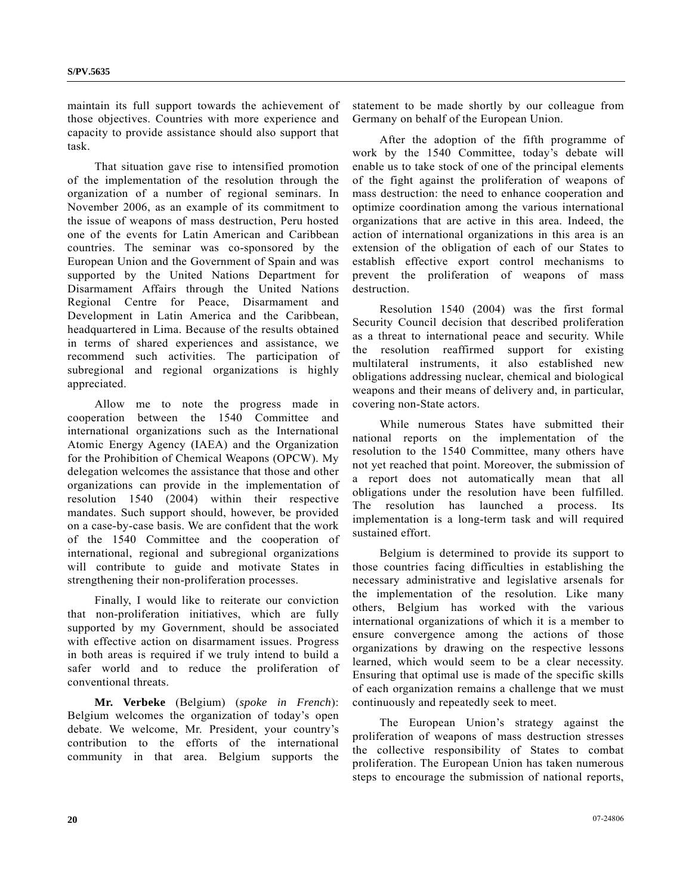maintain its full support towards the achievement of those objectives. Countries with more experience and capacity to provide assistance should also support that task.

That situation gave rise to intensified promotion of the implementation of the resolution through the organization of a number of regional seminars. In November 2006, as an example of its commitment to the issue of weapons of mass destruction, Peru hosted one of the events for Latin American and Caribbean countries. The seminar was co-sponsored by the European Union and the Government of Spain and was supported by the United Nations Department for Disarmament Affairs through the United Nations Regional Centre for Peace, Disarmament and Development in Latin America and the Caribbean, headquartered in Lima. Because of the results obtained in terms of shared experiences and assistance, we recommend such activities. The participation of subregional and regional organizations is highly appreciated.

Allow me to note the progress made in cooperation between the 1540 Committee and international organizations such as the International Atomic Energy Agency (IAEA) and the Organization for the Prohibition of Chemical Weapons (OPCW). My delegation welcomes the assistance that those and other organizations can provide in the implementation of resolution 1540 (2004) within their respective mandates. Such support should, however, be provided on a case-by-case basis. We are confident that the work of the 1540 Committee and the cooperation of international, regional and subregional organizations will contribute to guide and motivate States in strengthening their non-proliferation processes.

Finally, I would like to reiterate our conviction that non-proliferation initiatives, which are fully supported by my Government, should be associated with effective action on disarmament issues. Progress in both areas is required if we truly intend to build a safer world and to reduce the proliferation of conventional threats.

**Mr. Verbeke** (Belgium) (*spoke in French*): Belgium welcomes the organization of today's open debate. We welcome, Mr. President, your country's contribution to the efforts of the international community in that area. Belgium supports the statement to be made shortly by our colleague from Germany on behalf of the European Union.

After the adoption of the fifth programme of work by the 1540 Committee, today's debate will enable us to take stock of one of the principal elements of the fight against the proliferation of weapons of mass destruction: the need to enhance cooperation and optimize coordination among the various international organizations that are active in this area. Indeed, the action of international organizations in this area is an extension of the obligation of each of our States to establish effective export control mechanisms to prevent the proliferation of weapons of mass destruction.

Resolution 1540 (2004) was the first formal Security Council decision that described proliferation as a threat to international peace and security. While the resolution reaffirmed support for existing multilateral instruments, it also established new obligations addressing nuclear, chemical and biological weapons and their means of delivery and, in particular, covering non-State actors.

While numerous States have submitted their national reports on the implementation of the resolution to the 1540 Committee, many others have not yet reached that point. Moreover, the submission of a report does not automatically mean that all obligations under the resolution have been fulfilled. The resolution has launched a process. Its implementation is a long-term task and will required sustained effort.

Belgium is determined to provide its support to those countries facing difficulties in establishing the necessary administrative and legislative arsenals for the implementation of the resolution. Like many others, Belgium has worked with the various international organizations of which it is a member to ensure convergence among the actions of those organizations by drawing on the respective lessons learned, which would seem to be a clear necessity. Ensuring that optimal use is made of the specific skills of each organization remains a challenge that we must continuously and repeatedly seek to meet.

The European Union's strategy against the proliferation of weapons of mass destruction stresses the collective responsibility of States to combat proliferation. The European Union has taken numerous steps to encourage the submission of national reports,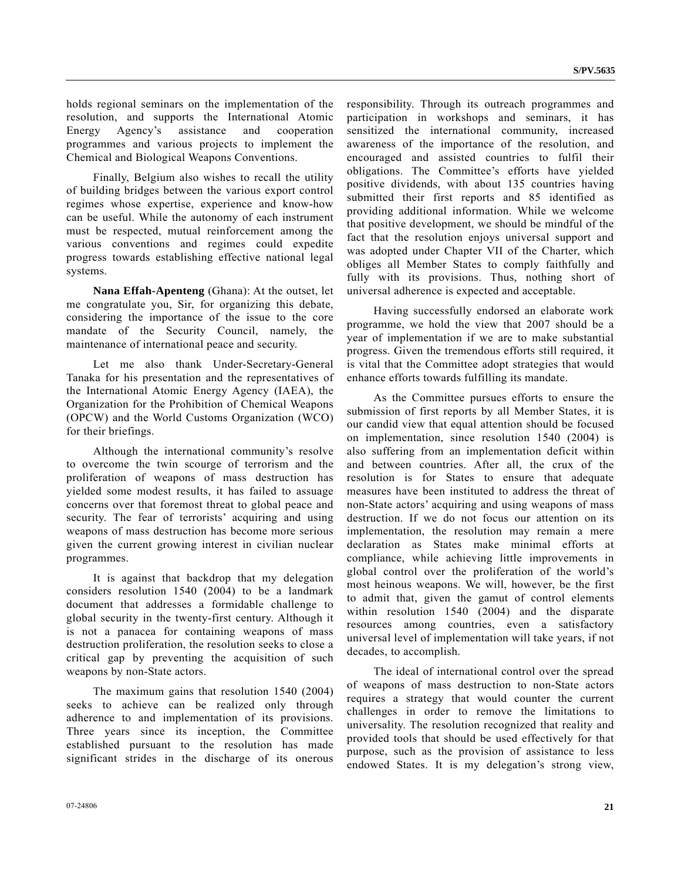holds regional seminars on the implementation of the resolution, and supports the International Atomic Energy Agency's assistance and cooperation programmes and various projects to implement the Chemical and Biological Weapons Conventions.

Finally, Belgium also wishes to recall the utility of building bridges between the various export control regimes whose expertise, experience and know-how can be useful. While the autonomy of each instrument must be respected, mutual reinforcement among the various conventions and regimes could expedite progress towards establishing effective national legal systems.

**Nana Effah-Apenteng** (Ghana): At the outset, let me congratulate you, Sir, for organizing this debate, considering the importance of the issue to the core mandate of the Security Council, namely, the maintenance of international peace and security.

Let me also thank Under-Secretary-General Tanaka for his presentation and the representatives of the International Atomic Energy Agency (IAEA), the Organization for the Prohibition of Chemical Weapons (OPCW) and the World Customs Organization (WCO) for their briefings.

Although the international community's resolve to overcome the twin scourge of terrorism and the proliferation of weapons of mass destruction has yielded some modest results, it has failed to assuage concerns over that foremost threat to global peace and security. The fear of terrorists' acquiring and using weapons of mass destruction has become more serious given the current growing interest in civilian nuclear programmes.

It is against that backdrop that my delegation considers resolution 1540 (2004) to be a landmark document that addresses a formidable challenge to global security in the twenty-first century. Although it is not a panacea for containing weapons of mass destruction proliferation, the resolution seeks to close a critical gap by preventing the acquisition of such weapons by non-State actors.

The maximum gains that resolution 1540 (2004) seeks to achieve can be realized only through adherence to and implementation of its provisions. Three years since its inception, the Committee established pursuant to the resolution has made significant strides in the discharge of its onerous responsibility. Through its outreach programmes and participation in workshops and seminars, it has sensitized the international community, increased awareness of the importance of the resolution, and encouraged and assisted countries to fulfil their obligations. The Committee's efforts have yielded positive dividends, with about 135 countries having submitted their first reports and 85 identified as providing additional information. While we welcome that positive development, we should be mindful of the fact that the resolution enjoys universal support and was adopted under Chapter VII of the Charter, which obliges all Member States to comply faithfully and fully with its provisions. Thus, nothing short of universal adherence is expected and acceptable.

Having successfully endorsed an elaborate work programme, we hold the view that 2007 should be a year of implementation if we are to make substantial progress. Given the tremendous efforts still required, it is vital that the Committee adopt strategies that would enhance efforts towards fulfilling its mandate.

As the Committee pursues efforts to ensure the submission of first reports by all Member States, it is our candid view that equal attention should be focused on implementation, since resolution 1540 (2004) is also suffering from an implementation deficit within and between countries. After all, the crux of the resolution is for States to ensure that adequate measures have been instituted to address the threat of non-State actors' acquiring and using weapons of mass destruction. If we do not focus our attention on its implementation, the resolution may remain a mere declaration as States make minimal efforts at compliance, while achieving little improvements in global control over the proliferation of the world's most heinous weapons. We will, however, be the first to admit that, given the gamut of control elements within resolution 1540 (2004) and the disparate resources among countries, even a satisfactory universal level of implementation will take years, if not decades, to accomplish.

The ideal of international control over the spread of weapons of mass destruction to non-State actors requires a strategy that would counter the current challenges in order to remove the limitations to universality. The resolution recognized that reality and provided tools that should be used effectively for that purpose, such as the provision of assistance to less endowed States. It is my delegation's strong view,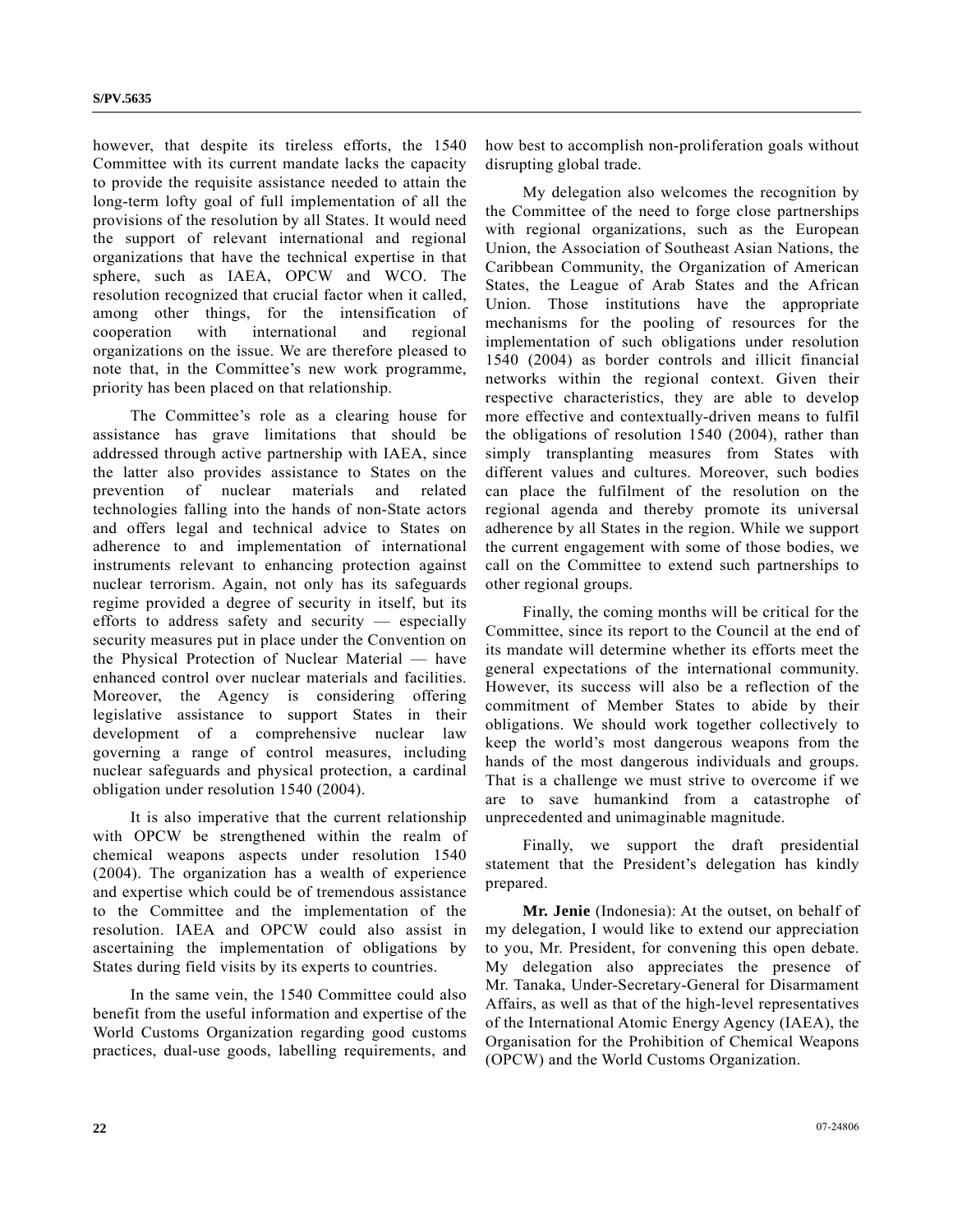however, that despite its tireless efforts, the 1540 Committee with its current mandate lacks the capacity to provide the requisite assistance needed to attain the long-term lofty goal of full implementation of all the provisions of the resolution by all States. It would need the support of relevant international and regional organizations that have the technical expertise in that sphere, such as IAEA, OPCW and WCO. The resolution recognized that crucial factor when it called, among other things, for the intensification of cooperation with international and regional organizations on the issue. We are therefore pleased to note that, in the Committee's new work programme, priority has been placed on that relationship.

The Committee's role as a clearing house for assistance has grave limitations that should be addressed through active partnership with IAEA, since the latter also provides assistance to States on the prevention of nuclear materials and related technologies falling into the hands of non-State actors and offers legal and technical advice to States on adherence to and implementation of international instruments relevant to enhancing protection against nuclear terrorism. Again, not only has its safeguards regime provided a degree of security in itself, but its efforts to address safety and security — especially security measures put in place under the Convention on the Physical Protection of Nuclear Material — have enhanced control over nuclear materials and facilities. Moreover, the Agency is considering offering legislative assistance to support States in their development of a comprehensive nuclear law governing a range of control measures, including nuclear safeguards and physical protection, a cardinal obligation under resolution 1540 (2004).

It is also imperative that the current relationship with OPCW be strengthened within the realm of chemical weapons aspects under resolution 1540 (2004). The organization has a wealth of experience and expertise which could be of tremendous assistance to the Committee and the implementation of the resolution. IAEA and OPCW could also assist in ascertaining the implementation of obligations by States during field visits by its experts to countries.

In the same vein, the 1540 Committee could also benefit from the useful information and expertise of the World Customs Organization regarding good customs practices, dual-use goods, labelling requirements, and how best to accomplish non-proliferation goals without disrupting global trade.

My delegation also welcomes the recognition by the Committee of the need to forge close partnerships with regional organizations, such as the European Union, the Association of Southeast Asian Nations, the Caribbean Community, the Organization of American States, the League of Arab States and the African Union. Those institutions have the appropriate mechanisms for the pooling of resources for the implementation of such obligations under resolution 1540 (2004) as border controls and illicit financial networks within the regional context. Given their respective characteristics, they are able to develop more effective and contextually-driven means to fulfil the obligations of resolution 1540 (2004), rather than simply transplanting measures from States with different values and cultures. Moreover, such bodies can place the fulfilment of the resolution on the regional agenda and thereby promote its universal adherence by all States in the region. While we support the current engagement with some of those bodies, we call on the Committee to extend such partnerships to other regional groups.

Finally, the coming months will be critical for the Committee, since its report to the Council at the end of its mandate will determine whether its efforts meet the general expectations of the international community. However, its success will also be a reflection of the commitment of Member States to abide by their obligations. We should work together collectively to keep the world's most dangerous weapons from the hands of the most dangerous individuals and groups. That is a challenge we must strive to overcome if we are to save humankind from a catastrophe of unprecedented and unimaginable magnitude.

Finally, we support the draft presidential statement that the President's delegation has kindly prepared.

**Mr. Jenie** (Indonesia): At the outset, on behalf of my delegation, I would like to extend our appreciation to you, Mr. President, for convening this open debate. My delegation also appreciates the presence of Mr. Tanaka, Under-Secretary-General for Disarmament Affairs, as well as that of the high-level representatives of the International Atomic Energy Agency (IAEA), the Organisation for the Prohibition of Chemical Weapons (OPCW) and the World Customs Organization.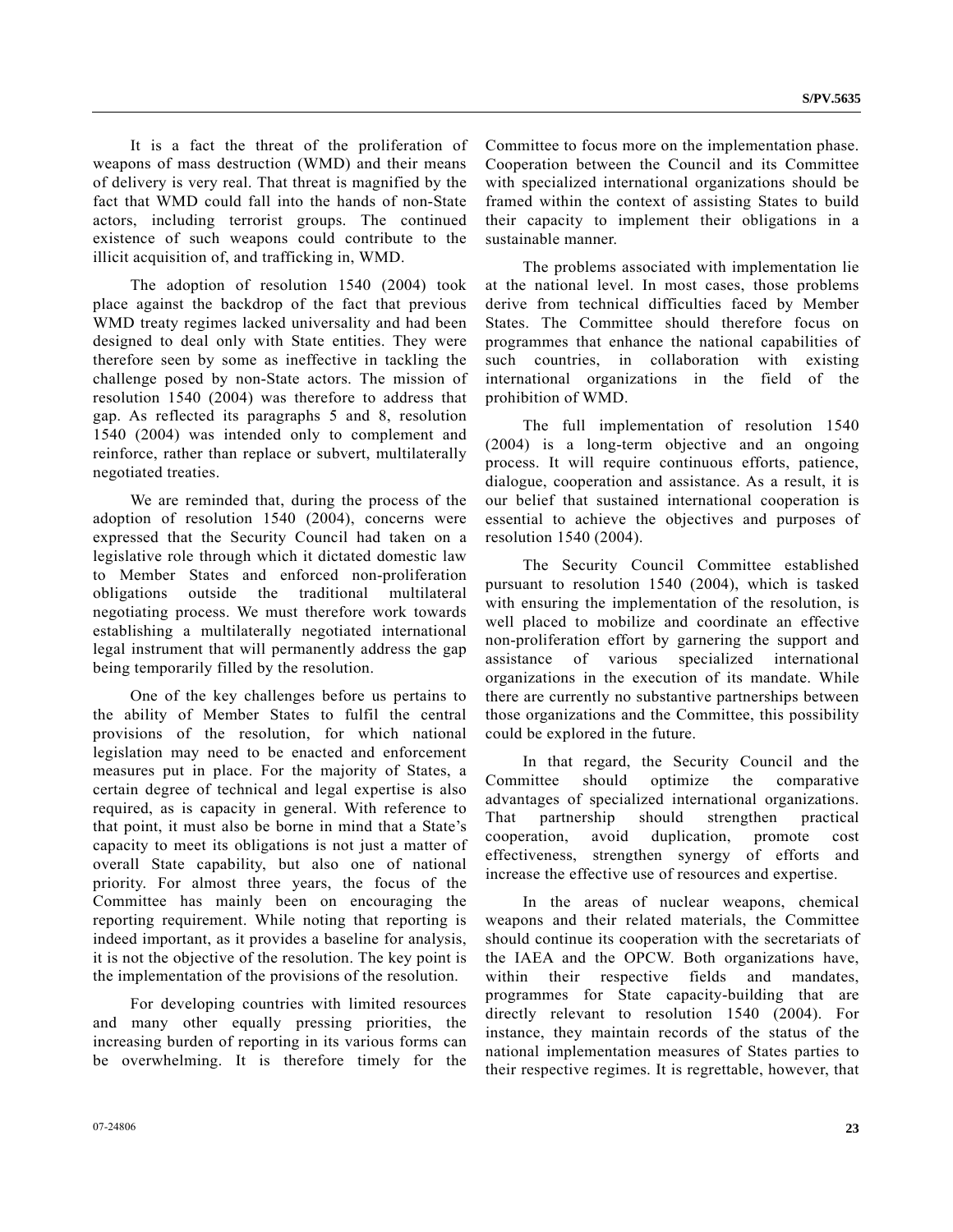It is a fact the threat of the proliferation of weapons of mass destruction (WMD) and their means of delivery is very real. That threat is magnified by the fact that WMD could fall into the hands of non-State actors, including terrorist groups. The continued existence of such weapons could contribute to the illicit acquisition of, and trafficking in, WMD.

The adoption of resolution 1540 (2004) took place against the backdrop of the fact that previous WMD treaty regimes lacked universality and had been designed to deal only with State entities. They were therefore seen by some as ineffective in tackling the challenge posed by non-State actors. The mission of resolution 1540 (2004) was therefore to address that gap. As reflected its paragraphs 5 and 8, resolution 1540 (2004) was intended only to complement and reinforce, rather than replace or subvert, multilaterally negotiated treaties.

We are reminded that, during the process of the adoption of resolution 1540 (2004), concerns were expressed that the Security Council had taken on a legislative role through which it dictated domestic law to Member States and enforced non-proliferation obligations outside the traditional multilateral negotiating process. We must therefore work towards establishing a multilaterally negotiated international legal instrument that will permanently address the gap being temporarily filled by the resolution.

One of the key challenges before us pertains to the ability of Member States to fulfil the central provisions of the resolution, for which national legislation may need to be enacted and enforcement measures put in place. For the majority of States, a certain degree of technical and legal expertise is also required, as is capacity in general. With reference to that point, it must also be borne in mind that a State's capacity to meet its obligations is not just a matter of overall State capability, but also one of national priority. For almost three years, the focus of the Committee has mainly been on encouraging the reporting requirement. While noting that reporting is indeed important, as it provides a baseline for analysis, it is not the objective of the resolution. The key point is the implementation of the provisions of the resolution.

For developing countries with limited resources and many other equally pressing priorities, the increasing burden of reporting in its various forms can be overwhelming. It is therefore timely for the Committee to focus more on the implementation phase. Cooperation between the Council and its Committee with specialized international organizations should be framed within the context of assisting States to build their capacity to implement their obligations in a sustainable manner.

The problems associated with implementation lie at the national level. In most cases, those problems derive from technical difficulties faced by Member States. The Committee should therefore focus on programmes that enhance the national capabilities of such countries, in collaboration with existing international organizations in the field of the prohibition of WMD.

The full implementation of resolution 1540 (2004) is a long-term objective and an ongoing process. It will require continuous efforts, patience, dialogue, cooperation and assistance. As a result, it is our belief that sustained international cooperation is essential to achieve the objectives and purposes of resolution 1540 (2004).

The Security Council Committee established pursuant to resolution 1540 (2004), which is tasked with ensuring the implementation of the resolution, is well placed to mobilize and coordinate an effective non-proliferation effort by garnering the support and assistance of various specialized international organizations in the execution of its mandate. While there are currently no substantive partnerships between those organizations and the Committee, this possibility could be explored in the future.

In that regard, the Security Council and the Committee should optimize the comparative advantages of specialized international organizations. That partnership should strengthen practical cooperation, avoid duplication, promote cost effectiveness, strengthen synergy of efforts and increase the effective use of resources and expertise.

In the areas of nuclear weapons, chemical weapons and their related materials, the Committee should continue its cooperation with the secretariats of the IAEA and the OPCW. Both organizations have, within their respective fields and mandates, programmes for State capacity-building that are directly relevant to resolution 1540 (2004). For instance, they maintain records of the status of the national implementation measures of States parties to their respective regimes. It is regrettable, however, that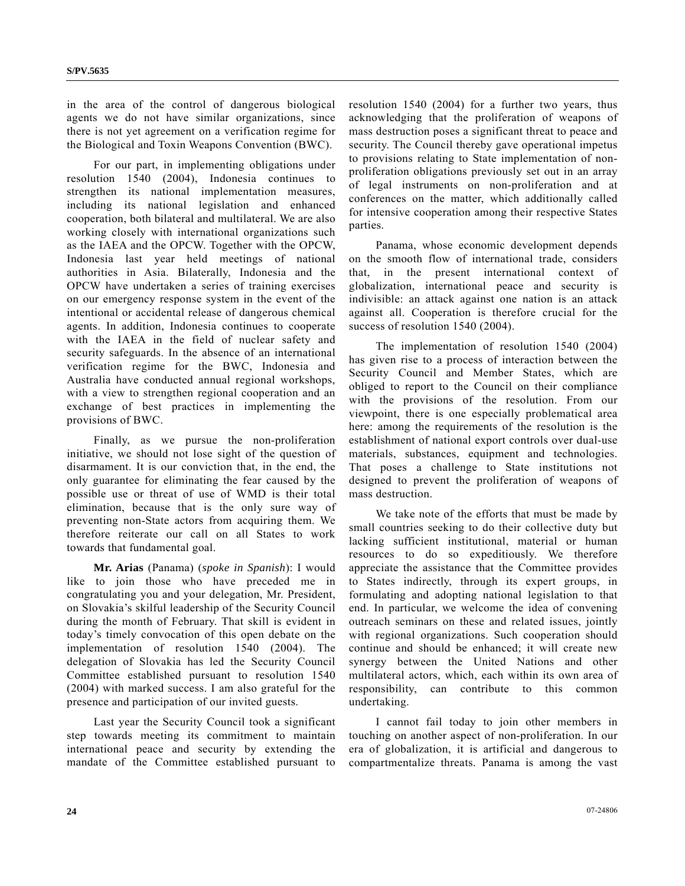in the area of the control of dangerous biological agents we do not have similar organizations, since there is not yet agreement on a verification regime for the Biological and Toxin Weapons Convention (BWC).

For our part, in implementing obligations under resolution 1540 (2004), Indonesia continues to strengthen its national implementation measures, including its national legislation and enhanced cooperation, both bilateral and multilateral. We are also working closely with international organizations such as the IAEA and the OPCW. Together with the OPCW, Indonesia last year held meetings of national authorities in Asia. Bilaterally, Indonesia and the OPCW have undertaken a series of training exercises on our emergency response system in the event of the intentional or accidental release of dangerous chemical agents. In addition, Indonesia continues to cooperate with the IAEA in the field of nuclear safety and security safeguards. In the absence of an international verification regime for the BWC, Indonesia and Australia have conducted annual regional workshops, with a view to strengthen regional cooperation and an exchange of best practices in implementing the provisions of BWC.

Finally, as we pursue the non-proliferation initiative, we should not lose sight of the question of disarmament. It is our conviction that, in the end, the only guarantee for eliminating the fear caused by the possible use or threat of use of WMD is their total elimination, because that is the only sure way of preventing non-State actors from acquiring them. We therefore reiterate our call on all States to work towards that fundamental goal.

**Mr. Arias** (Panama) (*spoke in Spanish*): I would like to join those who have preceded me in congratulating you and your delegation, Mr. President, on Slovakia's skilful leadership of the Security Council during the month of February. That skill is evident in today's timely convocation of this open debate on the implementation of resolution 1540 (2004). The delegation of Slovakia has led the Security Council Committee established pursuant to resolution 1540 (2004) with marked success. I am also grateful for the presence and participation of our invited guests.

Last year the Security Council took a significant step towards meeting its commitment to maintain international peace and security by extending the mandate of the Committee established pursuant to resolution 1540 (2004) for a further two years, thus acknowledging that the proliferation of weapons of mass destruction poses a significant threat to peace and security. The Council thereby gave operational impetus to provisions relating to State implementation of non-proliferation obligations previously set out in an array of legal instruments on non-proliferation and at conferences on the matter, which additionally called for intensive cooperation among their respective States parties.

Panama, whose economic development depends on the smooth flow of international trade, considers that, in the present international context of globalization, international peace and security is indivisible: an attack against one nation is an attack against all. Cooperation is therefore crucial for the success of resolution 1540 (2004).

The implementation of resolution 1540 (2004) has given rise to a process of interaction between the Security Council and Member States, which are obliged to report to the Council on their compliance with the provisions of the resolution. From our viewpoint, there is one especially problematical area here: among the requirements of the resolution is the establishment of national export controls over dual-use materials, substances, equipment and technologies. That poses a challenge to State institutions not designed to prevent the proliferation of weapons of mass destruction.

We take note of the efforts that must be made by small countries seeking to do their collective duty but lacking sufficient institutional, material or human resources to do so expeditiously. We therefore appreciate the assistance that the Committee provides to States indirectly, through its expert groups, in formulating and adopting national legislation to that end. In particular, we welcome the idea of convening outreach seminars on these and related issues, jointly with regional organizations. Such cooperation should continue and should be enhanced; it will create new synergy between the United Nations and other multilateral actors, which, each within its own area of responsibility, can contribute to this common undertaking.

I cannot fail today to join other members in touching on another aspect of non-proliferation. In our era of globalization, it is artificial and dangerous to compartmentalize threats. Panama is among the vast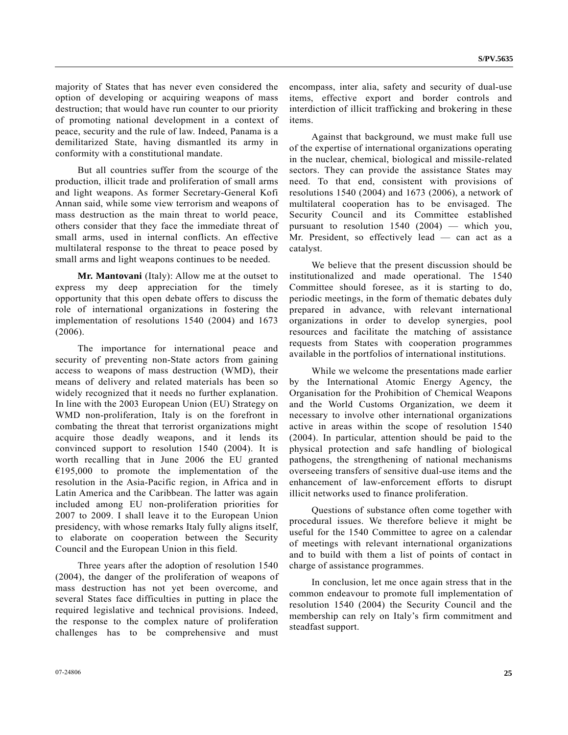majority of States that has never even considered the option of developing or acquiring weapons of mass destruction; that would have run counter to our priority of promoting national development in a context of peace, security and the rule of law. Indeed, Panama is a demilitarized State, having dismantled its army in conformity with a constitutional mandate.

But all countries suffer from the scourge of the production, illicit trade and proliferation of small arms and light weapons. As former Secretary-General Kofi Annan said, while some view terrorism and weapons of mass destruction as the main threat to world peace, others consider that they face the immediate threat of small arms, used in internal conflicts. An effective multilateral response to the threat to peace posed by small arms and light weapons continues to be needed.

**Mr. Mantovani** (Italy): Allow me at the outset to express my deep appreciation for the timely opportunity that this open debate offers to discuss the role of international organizations in fostering the implementation of resolutions 1540 (2004) and 1673 (2006).

The importance for international peace and security of preventing non-State actors from gaining access to weapons of mass destruction (WMD), their means of delivery and related materials has been so widely recognized that it needs no further explanation. In line with the 2003 European Union (EU) Strategy on WMD non-proliferation, Italy is on the forefront in combating the threat that terrorist organizations might acquire those deadly weapons, and it lends its convinced support to resolution 1540 (2004). It is worth recalling that in June 2006 the EU granted €195,000 to promote the implementation of the resolution in the Asia-Pacific region, in Africa and in Latin America and the Caribbean. The latter was again included among EU non-proliferation priorities for 2007 to 2009. I shall leave it to the European Union presidency, with whose remarks Italy fully aligns itself, to elaborate on cooperation between the Security Council and the European Union in this field.

Three years after the adoption of resolution 1540 (2004), the danger of the proliferation of weapons of mass destruction has not yet been overcome, and several States face difficulties in putting in place the required legislative and technical provisions. Indeed, the response to the complex nature of proliferation challenges has to be comprehensive and must encompass, inter alia, safety and security of dual-use items, effective export and border controls and interdiction of illicit trafficking and brokering in these items.

Against that background, we must make full use of the expertise of international organizations operating in the nuclear, chemical, biological and missile-related sectors. They can provide the assistance States may need. To that end, consistent with provisions of resolutions 1540 (2004) and 1673 (2006), a network of multilateral cooperation has to be envisaged. The Security Council and its Committee established pursuant to resolution 1540 (2004) — which you, Mr. President, so effectively lead — can act as a catalyst.

We believe that the present discussion should be institutionalized and made operational. The 1540 Committee should foresee, as it is starting to do, periodic meetings, in the form of thematic debates duly prepared in advance, with relevant international organizations in order to develop synergies, pool resources and facilitate the matching of assistance requests from States with cooperation programmes available in the portfolios of international institutions.

While we welcome the presentations made earlier by the International Atomic Energy Agency, the Organisation for the Prohibition of Chemical Weapons and the World Customs Organization, we deem it necessary to involve other international organizations active in areas within the scope of resolution 1540 (2004). In particular, attention should be paid to the physical protection and safe handling of biological pathogens, the strengthening of national mechanisms overseeing transfers of sensitive dual-use items and the enhancement of law-enforcement efforts to disrupt illicit networks used to finance proliferation.

Questions of substance often come together with procedural issues. We therefore believe it might be useful for the 1540 Committee to agree on a calendar of meetings with relevant international organizations and to build with them a list of points of contact in charge of assistance programmes.

In conclusion, let me once again stress that in the common endeavour to promote full implementation of resolution 1540 (2004) the Security Council and the membership can rely on Italy's firm commitment and steadfast support.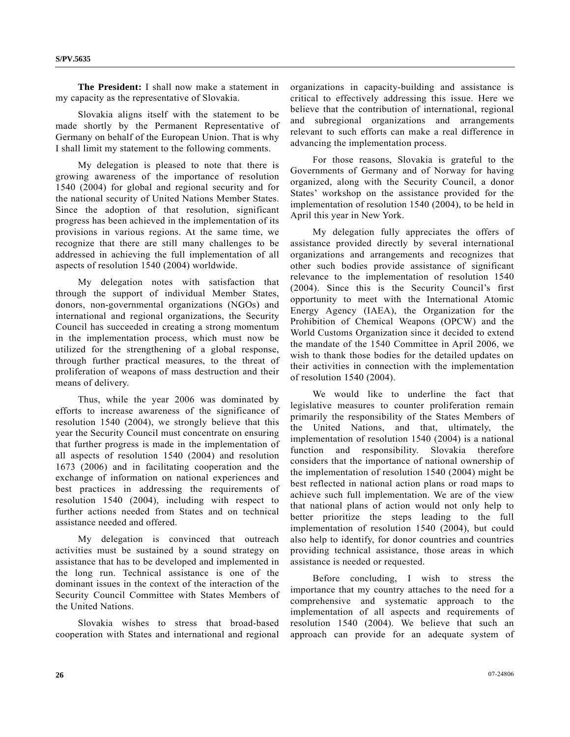**The President:** I shall now make a statement in my capacity as the representative of Slovakia.

Slovakia aligns itself with the statement to be made shortly by the Permanent Representative of Germany on behalf of the European Union. That is why I shall limit my statement to the following comments.

My delegation is pleased to note that there is growing awareness of the importance of resolution 1540 (2004) for global and regional security and for the national security of United Nations Member States. Since the adoption of that resolution, significant progress has been achieved in the implementation of its provisions in various regions. At the same time, we recognize that there are still many challenges to be addressed in achieving the full implementation of all aspects of resolution 1540 (2004) worldwide.

My delegation notes with satisfaction that through the support of individual Member States, donors, non-governmental organizations (NGOs) and international and regional organizations, the Security Council has succeeded in creating a strong momentum in the implementation process, which must now be utilized for the strengthening of a global response, through further practical measures, to the threat of proliferation of weapons of mass destruction and their means of delivery.

Thus, while the year 2006 was dominated by efforts to increase awareness of the significance of resolution 1540 (2004), we strongly believe that this year the Security Council must concentrate on ensuring that further progress is made in the implementation of all aspects of resolution 1540 (2004) and resolution 1673 (2006) and in facilitating cooperation and the exchange of information on national experiences and best practices in addressing the requirements of resolution 1540 (2004), including with respect to further actions needed from States and on technical assistance needed and offered.

My delegation is convinced that outreach activities must be sustained by a sound strategy on assistance that has to be developed and implemented in the long run. Technical assistance is one of the dominant issues in the context of the interaction of the Security Council Committee with States Members of the United Nations.

Slovakia wishes to stress that broad-based cooperation with States and international and regional organizations in capacity-building and assistance is critical to effectively addressing this issue. Here we believe that the contribution of international, regional and subregional organizations and arrangements relevant to such efforts can make a real difference in advancing the implementation process.

For those reasons, Slovakia is grateful to the Governments of Germany and of Norway for having organized, along with the Security Council, a donor States' workshop on the assistance provided for the implementation of resolution 1540 (2004), to be held in April this year in New York.

My delegation fully appreciates the offers of assistance provided directly by several international organizations and arrangements and recognizes that other such bodies provide assistance of significant relevance to the implementation of resolution 1540 (2004). Since this is the Security Council's first opportunity to meet with the International Atomic Energy Agency (IAEA), the Organization for the Prohibition of Chemical Weapons (OPCW) and the World Customs Organization since it decided to extend the mandate of the 1540 Committee in April 2006, we wish to thank those bodies for the detailed updates on their activities in connection with the implementation of resolution 1540 (2004).

We would like to underline the fact that legislative measures to counter proliferation remain primarily the responsibility of the States Members of the United Nations, and that, ultimately, the implementation of resolution 1540 (2004) is a national function and responsibility. Slovakia therefore considers that the importance of national ownership of the implementation of resolution 1540 (2004) might be best reflected in national action plans or road maps to achieve such full implementation. We are of the view that national plans of action would not only help to better prioritize the steps leading to the full implementation of resolution 1540 (2004), but could also help to identify, for donor countries and countries providing technical assistance, those areas in which assistance is needed or requested.

Before concluding, I wish to stress the importance that my country attaches to the need for a comprehensive and systematic approach to the implementation of all aspects and requirements of resolution 1540 (2004). We believe that such an approach can provide for an adequate system of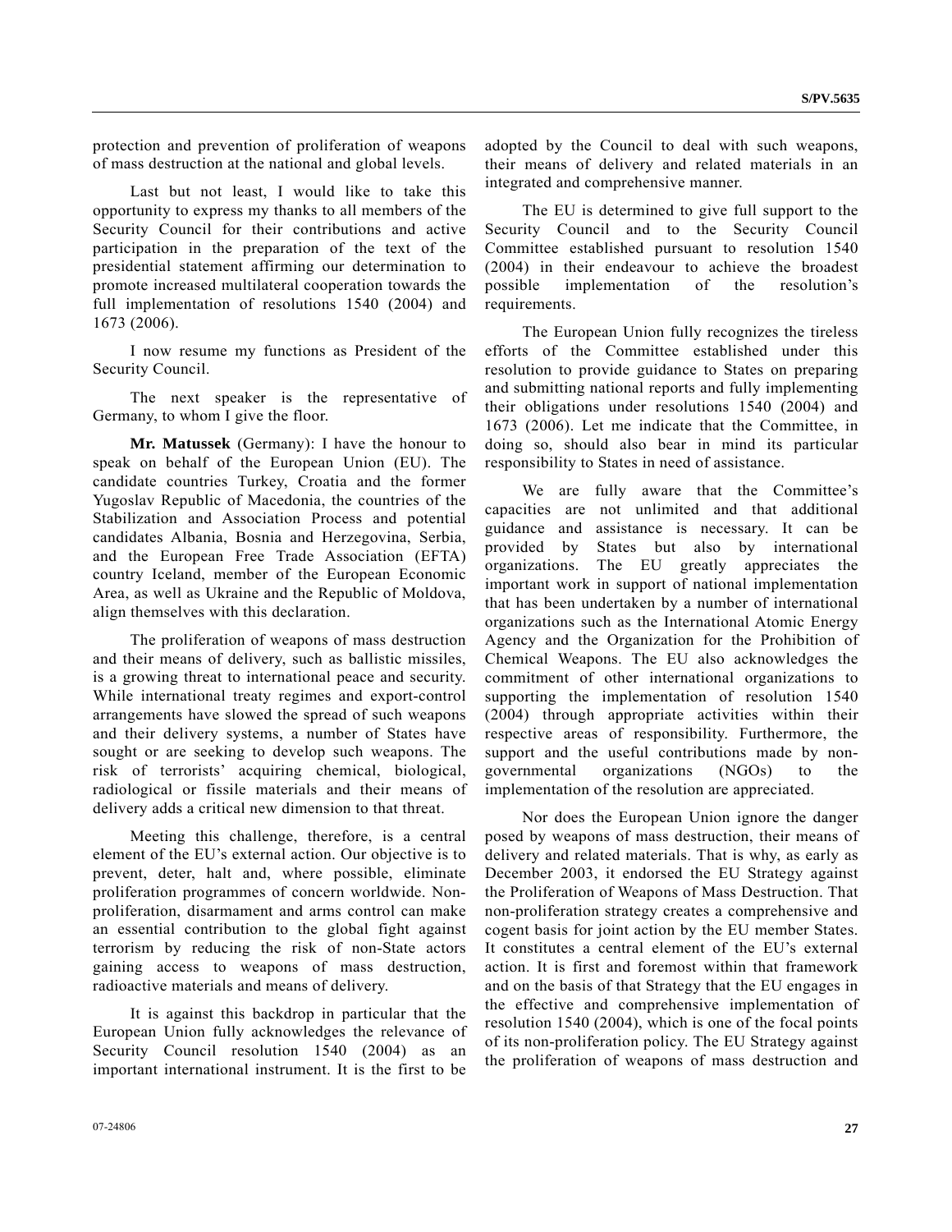protection and prevention of proliferation of weapons of mass destruction at the national and global levels.

Last but not least, I would like to take this opportunity to express my thanks to all members of the Security Council for their contributions and active participation in the preparation of the text of the presidential statement affirming our determination to promote increased multilateral cooperation towards the full implementation of resolutions 1540 (2004) and 1673 (2006).

I now resume my functions as President of the Security Council.

The next speaker is the representative of Germany, to whom I give the floor.

**Mr. Matussek** (Germany): I have the honour to speak on behalf of the European Union (EU). The candidate countries Turkey, Croatia and the former Yugoslav Republic of Macedonia, the countries of the Stabilization and Association Process and potential candidates Albania, Bosnia and Herzegovina, Serbia, and the European Free Trade Association (EFTA) country Iceland, member of the European Economic Area, as well as Ukraine and the Republic of Moldova, align themselves with this declaration.

The proliferation of weapons of mass destruction and their means of delivery, such as ballistic missiles, is a growing threat to international peace and security. While international treaty regimes and export-control arrangements have slowed the spread of such weapons and their delivery systems, a number of States have sought or are seeking to develop such weapons. The risk of terrorists' acquiring chemical, biological, radiological or fissile materials and their means of delivery adds a critical new dimension to that threat.

Meeting this challenge, therefore, is a central element of the EU's external action. Our objective is to prevent, deter, halt and, where possible, eliminate proliferation programmes of concern worldwide. Non-proliferation, disarmament and arms control can make an essential contribution to the global fight against terrorism by reducing the risk of non-State actors gaining access to weapons of mass destruction, radioactive materials and means of delivery.

It is against this backdrop in particular that the European Union fully acknowledges the relevance of Security Council resolution 1540 (2004) as an important international instrument. It is the first to be adopted by the Council to deal with such weapons, their means of delivery and related materials in an integrated and comprehensive manner.

The EU is determined to give full support to the Security Council and to the Security Council Committee established pursuant to resolution 1540 (2004) in their endeavour to achieve the broadest possible implementation of the resolution's requirements.

The European Union fully recognizes the tireless efforts of the Committee established under this resolution to provide guidance to States on preparing and submitting national reports and fully implementing their obligations under resolutions 1540 (2004) and 1673 (2006). Let me indicate that the Committee, in doing so, should also bear in mind its particular responsibility to States in need of assistance.

We are fully aware that the Committee's capacities are not unlimited and that additional guidance and assistance is necessary. It can be provided by States but also by international organizations. The EU greatly appreciates the important work in support of national implementation that has been undertaken by a number of international organizations such as the International Atomic Energy Agency and the Organization for the Prohibition of Chemical Weapons. The EU also acknowledges the commitment of other international organizations to supporting the implementation of resolution 1540 (2004) through appropriate activities within their respective areas of responsibility. Furthermore, the support and the useful contributions made by non-governmental organizations (NGOs) to the implementation of the resolution are appreciated.

Nor does the European Union ignore the danger posed by weapons of mass destruction, their means of delivery and related materials. That is why, as early as December 2003, it endorsed the EU Strategy against the Proliferation of Weapons of Mass Destruction. That non-proliferation strategy creates a comprehensive and cogent basis for joint action by the EU member States. It constitutes a central element of the EU's external action. It is first and foremost within that framework and on the basis of that Strategy that the EU engages in the effective and comprehensive implementation of resolution 1540 (2004), which is one of the focal points of its non-proliferation policy. The EU Strategy against the proliferation of weapons of mass destruction and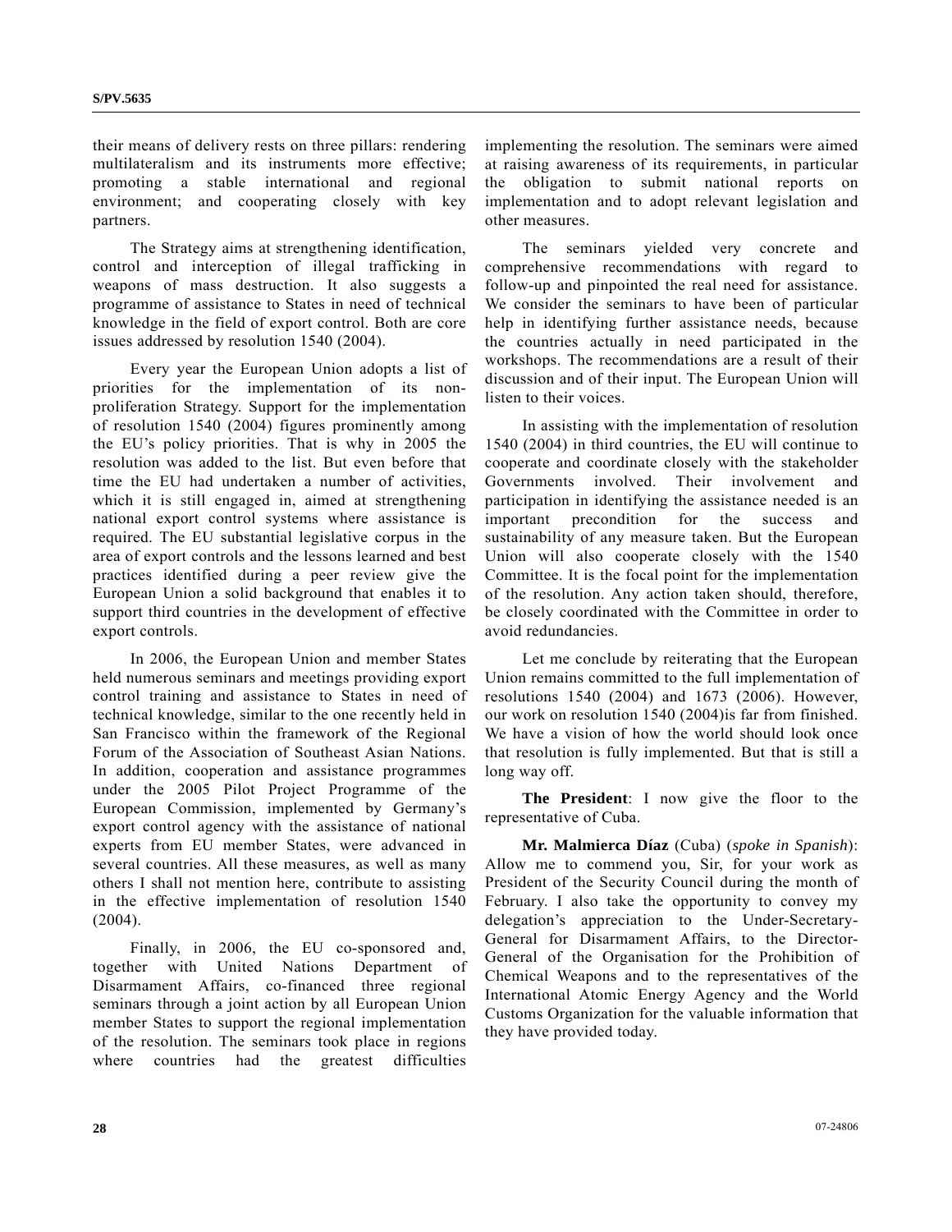their means of delivery rests on three pillars: rendering multilateralism and its instruments more effective; promoting a stable international and regional environment; and cooperating closely with key partners.

The Strategy aims at strengthening identification, control and interception of illegal trafficking in weapons of mass destruction. It also suggests a programme of assistance to States in need of technical knowledge in the field of export control. Both are core issues addressed by resolution 1540 (2004).

Every year the European Union adopts a list of priorities for the implementation of its non-proliferation Strategy. Support for the implementation of resolution 1540 (2004) figures prominently among the EU's policy priorities. That is why in 2005 the resolution was added to the list. But even before that time the EU had undertaken a number of activities, which it is still engaged in, aimed at strengthening national export control systems where assistance is required. The EU substantial legislative corpus in the area of export controls and the lessons learned and best practices identified during a peer review give the European Union a solid background that enables it to support third countries in the development of effective export controls.

In 2006, the European Union and member States held numerous seminars and meetings providing export control training and assistance to States in need of technical knowledge, similar to the one recently held in San Francisco within the framework of the Regional Forum of the Association of Southeast Asian Nations. In addition, cooperation and assistance programmes under the 2005 Pilot Project Programme of the European Commission, implemented by Germany's export control agency with the assistance of national experts from EU member States, were advanced in several countries. All these measures, as well as many others I shall not mention here, contribute to assisting in the effective implementation of resolution 1540 (2004).

Finally, in 2006, the EU co-sponsored and, together with United Nations Department of Disarmament Affairs, co-financed three regional seminars through a joint action by all European Union member States to support the regional implementation of the resolution. The seminars took place in regions where countries had the greatest difficulties implementing the resolution. The seminars were aimed at raising awareness of its requirements, in particular the obligation to submit national reports on implementation and to adopt relevant legislation and other measures.

The seminars yielded very concrete and comprehensive recommendations with regard to follow-up and pinpointed the real need for assistance. We consider the seminars to have been of particular help in identifying further assistance needs, because the countries actually in need participated in the workshops. The recommendations are a result of their discussion and of their input. The European Union will listen to their voices.

In assisting with the implementation of resolution 1540 (2004) in third countries, the EU will continue to cooperate and coordinate closely with the stakeholder Governments involved. Their involvement and participation in identifying the assistance needed is an important precondition for the success and sustainability of any measure taken. But the European Union will also cooperate closely with the 1540 Committee. It is the focal point for the implementation of the resolution. Any action taken should, therefore, be closely coordinated with the Committee in order to avoid redundancies.

Let me conclude by reiterating that the European Union remains committed to the full implementation of resolutions 1540 (2004) and 1673 (2006). However, our work on resolution 1540 (2004)is far from finished. We have a vision of how the world should look once that resolution is fully implemented. But that is still a long way off.

**The President**: I now give the floor to the representative of Cuba.

**Mr. Malmierca Díaz** (Cuba) (*spoke in Spanish*): Allow me to commend you, Sir, for your work as President of the Security Council during the month of February. I also take the opportunity to convey my delegation's appreciation to the Under-Secretary-General for Disarmament Affairs, to the Director-General of the Organisation for the Prohibition of Chemical Weapons and to the representatives of the International Atomic Energy Agency and the World Customs Organization for the valuable information that they have provided today.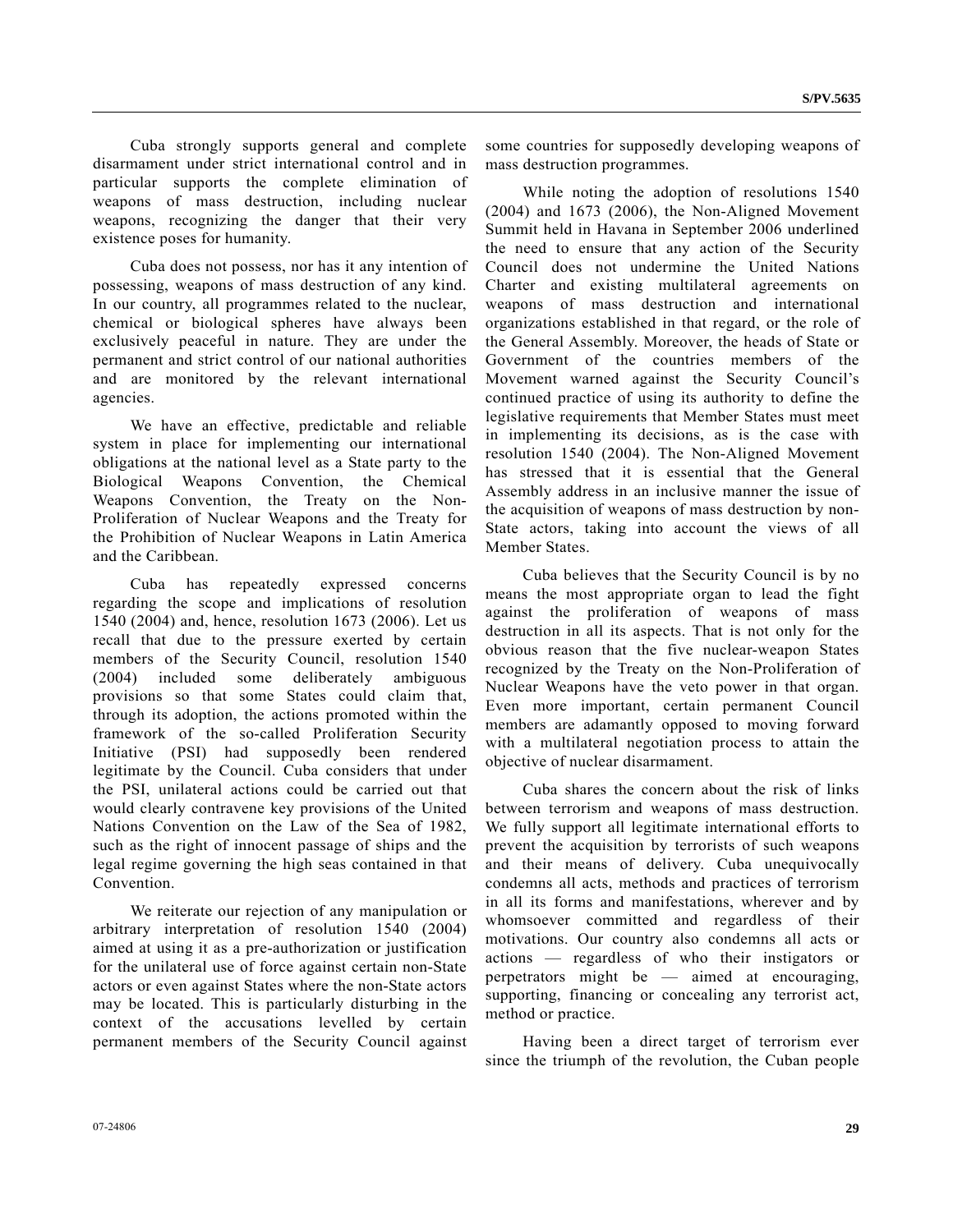Cuba strongly supports general and complete disarmament under strict international control and in particular supports the complete elimination of weapons of mass destruction, including nuclear weapons, recognizing the danger that their very existence poses for humanity.

Cuba does not possess, nor has it any intention of possessing, weapons of mass destruction of any kind. In our country, all programmes related to the nuclear, chemical or biological spheres have always been exclusively peaceful in nature. They are under the permanent and strict control of our national authorities and are monitored by the relevant international agencies.

We have an effective, predictable and reliable system in place for implementing our international obligations at the national level as a State party to the Biological Weapons Convention, the Chemical Weapons Convention, the Treaty on the Non-Proliferation of Nuclear Weapons and the Treaty for the Prohibition of Nuclear Weapons in Latin America and the Caribbean.

Cuba has repeatedly expressed concerns regarding the scope and implications of resolution 1540 (2004) and, hence, resolution 1673 (2006). Let us recall that due to the pressure exerted by certain members of the Security Council, resolution 1540 (2004) included some deliberately ambiguous provisions so that some States could claim that, through its adoption, the actions promoted within the framework of the so-called Proliferation Security Initiative (PSI) had supposedly been rendered legitimate by the Council. Cuba considers that under the PSI, unilateral actions could be carried out that would clearly contravene key provisions of the United Nations Convention on the Law of the Sea of 1982, such as the right of innocent passage of ships and the legal regime governing the high seas contained in that Convention.

We reiterate our rejection of any manipulation or arbitrary interpretation of resolution 1540 (2004) aimed at using it as a pre-authorization or justification for the unilateral use of force against certain non-State actors or even against States where the non-State actors may be located. This is particularly disturbing in the context of the accusations levelled by certain permanent members of the Security Council against some countries for supposedly developing weapons of mass destruction programmes.

While noting the adoption of resolutions 1540 (2004) and 1673 (2006), the Non-Aligned Movement Summit held in Havana in September 2006 underlined the need to ensure that any action of the Security Council does not undermine the United Nations Charter and existing multilateral agreements on weapons of mass destruction and international organizations established in that regard, or the role of the General Assembly. Moreover, the heads of State or Government of the countries members of the Movement warned against the Security Council's continued practice of using its authority to define the legislative requirements that Member States must meet in implementing its decisions, as is the case with resolution 1540 (2004). The Non-Aligned Movement has stressed that it is essential that the General Assembly address in an inclusive manner the issue of the acquisition of weapons of mass destruction by non-State actors, taking into account the views of all Member States.

Cuba believes that the Security Council is by no means the most appropriate organ to lead the fight against the proliferation of weapons of mass destruction in all its aspects. That is not only for the obvious reason that the five nuclear-weapon States recognized by the Treaty on the Non-Proliferation of Nuclear Weapons have the veto power in that organ. Even more important, certain permanent Council members are adamantly opposed to moving forward with a multilateral negotiation process to attain the objective of nuclear disarmament.

Cuba shares the concern about the risk of links between terrorism and weapons of mass destruction. We fully support all legitimate international efforts to prevent the acquisition by terrorists of such weapons and their means of delivery. Cuba unequivocally condemns all acts, methods and practices of terrorism in all its forms and manifestations, wherever and by whomsoever committed and regardless of their motivations. Our country also condemns all acts or actions — regardless of who their instigators or perpetrators might be — aimed at encouraging, supporting, financing or concealing any terrorist act, method or practice.

Having been a direct target of terrorism ever since the triumph of the revolution, the Cuban people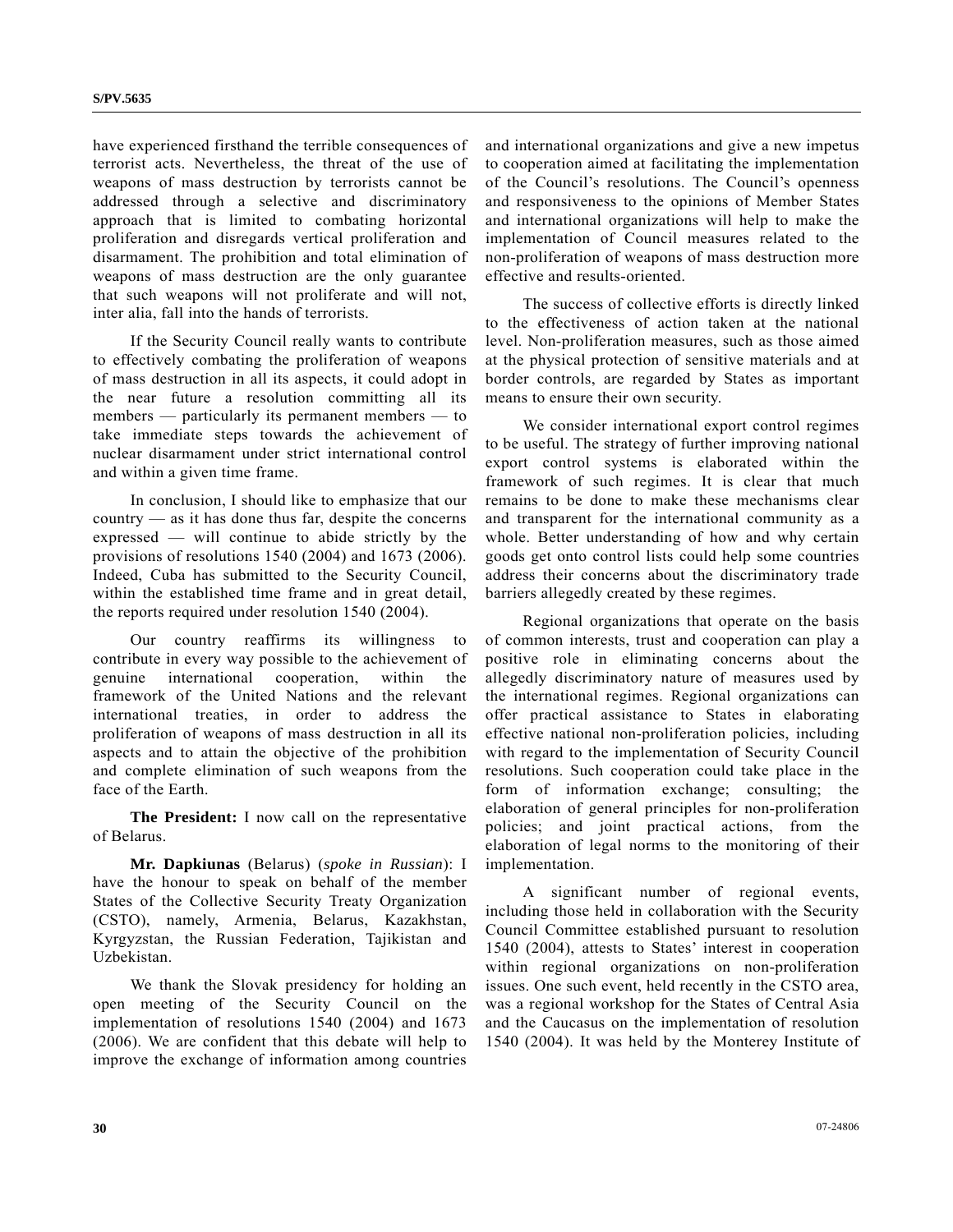have experienced firsthand the terrible consequences of terrorist acts. Nevertheless, the threat of the use of weapons of mass destruction by terrorists cannot be addressed through a selective and discriminatory approach that is limited to combating horizontal proliferation and disregards vertical proliferation and disarmament. The prohibition and total elimination of weapons of mass destruction are the only guarantee that such weapons will not proliferate and will not, inter alia, fall into the hands of terrorists.

If the Security Council really wants to contribute to effectively combating the proliferation of weapons of mass destruction in all its aspects, it could adopt in the near future a resolution committing all its members — particularly its permanent members — to take immediate steps towards the achievement of nuclear disarmament under strict international control and within a given time frame.

In conclusion, I should like to emphasize that our country — as it has done thus far, despite the concerns expressed — will continue to abide strictly by the provisions of resolutions 1540 (2004) and 1673 (2006). Indeed, Cuba has submitted to the Security Council, within the established time frame and in great detail, the reports required under resolution 1540 (2004).

Our country reaffirms its willingness to contribute in every way possible to the achievement of genuine international cooperation, within the framework of the United Nations and the relevant international treaties, in order to address the proliferation of weapons of mass destruction in all its aspects and to attain the objective of the prohibition and complete elimination of such weapons from the face of the Earth.

**The President:** I now call on the representative of Belarus.

**Mr. Dapkiunas** (Belarus) (*spoke in Russian*): I have the honour to speak on behalf of the member States of the Collective Security Treaty Organization (CSTO), namely, Armenia, Belarus, Kazakhstan, Kyrgyzstan, the Russian Federation, Tajikistan and Uzbekistan.

We thank the Slovak presidency for holding an open meeting of the Security Council on the implementation of resolutions 1540 (2004) and 1673 (2006). We are confident that this debate will help to improve the exchange of information among countries and international organizations and give a new impetus to cooperation aimed at facilitating the implementation of the Council's resolutions. The Council's openness and responsiveness to the opinions of Member States and international organizations will help to make the implementation of Council measures related to the non-proliferation of weapons of mass destruction more effective and results-oriented.

The success of collective efforts is directly linked to the effectiveness of action taken at the national level. Non-proliferation measures, such as those aimed at the physical protection of sensitive materials and at border controls, are regarded by States as important means to ensure their own security.

We consider international export control regimes to be useful. The strategy of further improving national export control systems is elaborated within the framework of such regimes. It is clear that much remains to be done to make these mechanisms clear and transparent for the international community as a whole. Better understanding of how and why certain goods get onto control lists could help some countries address their concerns about the discriminatory trade barriers allegedly created by these regimes.

Regional organizations that operate on the basis of common interests, trust and cooperation can play a positive role in eliminating concerns about the allegedly discriminatory nature of measures used by the international regimes. Regional organizations can offer practical assistance to States in elaborating effective national non-proliferation policies, including with regard to the implementation of Security Council resolutions. Such cooperation could take place in the form of information exchange; consulting; the elaboration of general principles for non-proliferation policies; and joint practical actions, from the elaboration of legal norms to the monitoring of their implementation.

A significant number of regional events, including those held in collaboration with the Security Council Committee established pursuant to resolution 1540 (2004), attests to States' interest in cooperation within regional organizations on non-proliferation issues. One such event, held recently in the CSTO area, was a regional workshop for the States of Central Asia and the Caucasus on the implementation of resolution 1540 (2004). It was held by the Monterey Institute of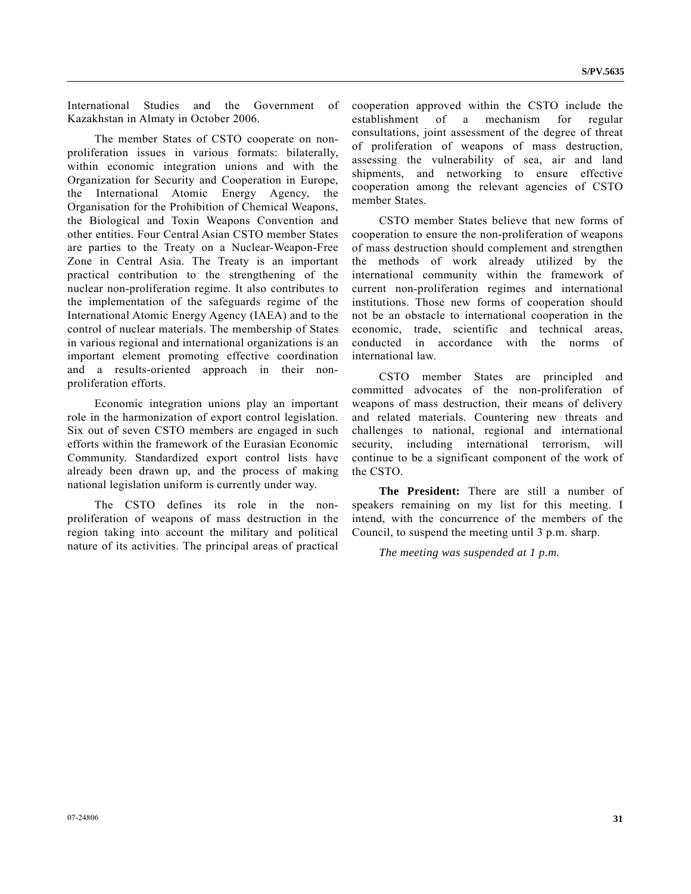International Studies and the Government of Kazakhstan in Almaty in October 2006.

The member States of CSTO cooperate on non-proliferation issues in various formats: bilaterally, within economic integration unions and with the Organization for Security and Cooperation in Europe, the International Atomic Energy Agency, the Organisation for the Prohibition of Chemical Weapons, the Biological and Toxin Weapons Convention and other entities. Four Central Asian CSTO member States are parties to the Treaty on a Nuclear-Weapon-Free Zone in Central Asia. The Treaty is an important practical contribution to the strengthening of the nuclear non-proliferation regime. It also contributes to the implementation of the safeguards regime of the International Atomic Energy Agency (IAEA) and to the control of nuclear materials. The membership of States in various regional and international organizations is an important element promoting effective coordination and a results-oriented approach in their non-proliferation efforts.

Economic integration unions play an important role in the harmonization of export control legislation. Six out of seven CSTO members are engaged in such efforts within the framework of the Eurasian Economic Community. Standardized export control lists have already been drawn up, and the process of making national legislation uniform is currently under way.

The CSTO defines its role in the non-proliferation of weapons of mass destruction in the region taking into account the military and political nature of its activities. The principal areas of practical cooperation approved within the CSTO include the establishment of a mechanism for regular consultations, joint assessment of the degree of threat of proliferation of weapons of mass destruction, assessing the vulnerability of sea, air and land shipments, and networking to ensure effective cooperation among the relevant agencies of CSTO member States.

CSTO member States believe that new forms of cooperation to ensure the non-proliferation of weapons of mass destruction should complement and strengthen the methods of work already utilized by the international community within the framework of current non-proliferation regimes and international institutions. Those new forms of cooperation should not be an obstacle to international cooperation in the economic, trade, scientific and technical areas, conducted in accordance with the norms of international law.

CSTO member States are principled and committed advocates of the non-proliferation of weapons of mass destruction, their means of delivery and related materials. Countering new threats and challenges to national, regional and international security, including international terrorism, will continue to be a significant component of the work of the CSTO.

**The President:** There are still a number of speakers remaining on my list for this meeting. I intend, with the concurrence of the members of the Council, to suspend the meeting until 3 p.m. sharp.

*The meeting was suspended at 1 p.m.*